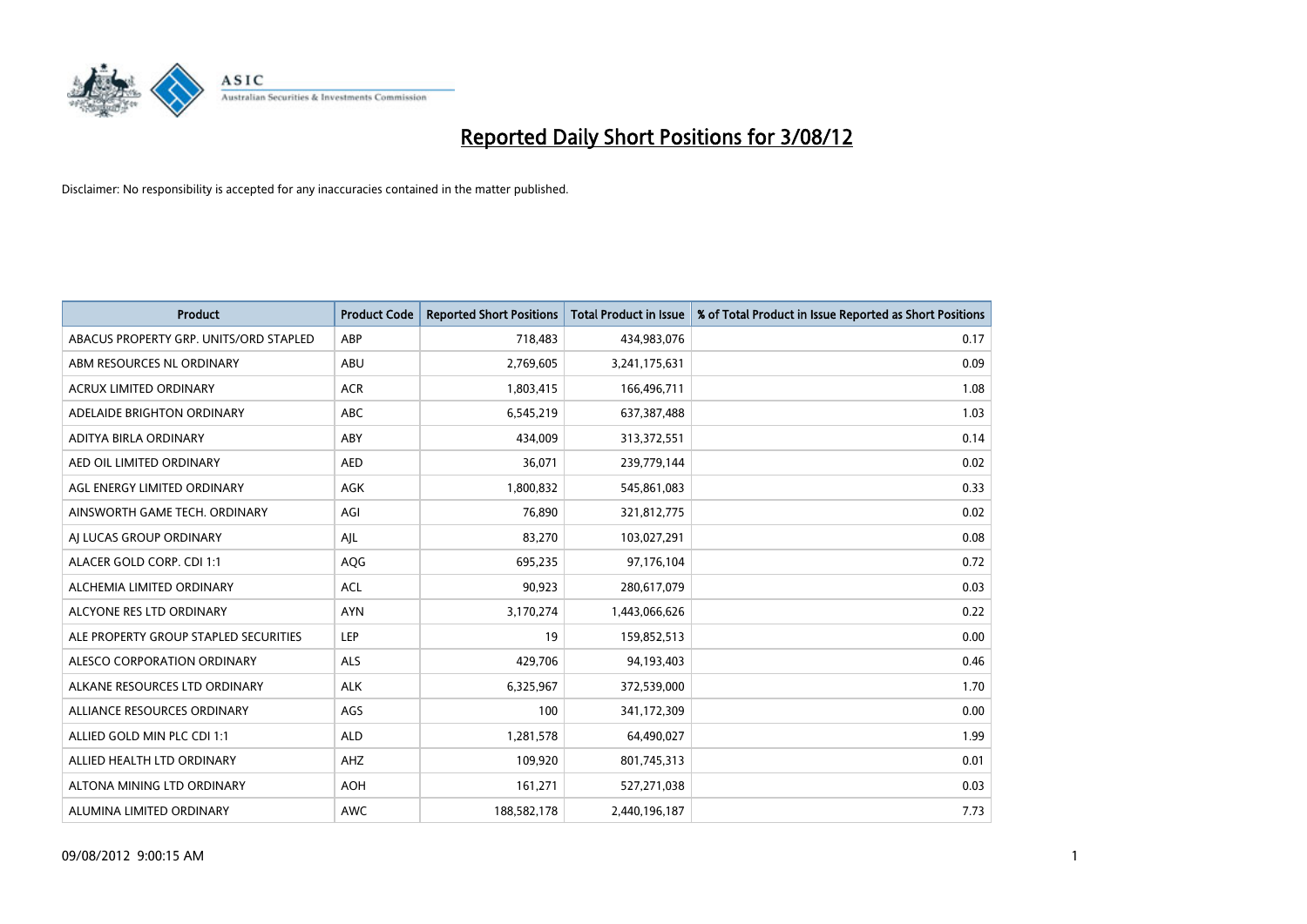# Reported Daily Short Positions for 3/08/12

Disclaimer: No responsibility is accepted for any inaccuracies contained in the matter published.

| Product | Product Code | Reported Short Positions | Total Product in Issue | % of Total Product in Issue Reported as Short Positions |
|---|---|---|---|---|
| ABACUS PROPERTY GRP. UNITS/ORD STAPLED | ABP | 718,483 | 434,983,076 | 0.17 |
| ABM RESOURCES NL ORDINARY | ABU | 2,769,605 | 3,241,175,631 | 0.09 |
| ACRUX LIMITED ORDINARY | ACR | 1,803,415 | 166,496,711 | 1.08 |
| ADELAIDE BRIGHTON ORDINARY | ABC | 6,545,219 | 637,387,488 | 1.03 |
| ADITYA BIRLA ORDINARY | ABY | 434,009 | 313,372,551 | 0.14 |
| AED OIL LIMITED ORDINARY | AED | 36,071 | 239,779,144 | 0.02 |
| AGL ENERGY LIMITED ORDINARY | AGK | 1,800,832 | 545,861,083 | 0.33 |
| AINSWORTH GAME TECH. ORDINARY | AGI | 76,890 | 321,812,775 | 0.02 |
| AJ LUCAS GROUP ORDINARY | AJL | 83,270 | 103,027,291 | 0.08 |
| ALACER GOLD CORP. CDI 1:1 | AQG | 695,235 | 97,176,104 | 0.72 |
| ALCHEMIA LIMITED ORDINARY | ACL | 90,923 | 280,617,079 | 0.03 |
| ALCYONE RES LTD ORDINARY | AYN | 3,170,274 | 1,443,066,626 | 0.22 |
| ALE PROPERTY GROUP STAPLED SECURITIES | LEP | 19 | 159,852,513 | 0.00 |
| ALESCO CORPORATION ORDINARY | ALS | 429,706 | 94,193,403 | 0.46 |
| ALKANE RESOURCES LTD ORDINARY | ALK | 6,325,967 | 372,539,000 | 1.70 |
| ALLIANCE RESOURCES ORDINARY | AGS | 100 | 341,172,309 | 0.00 |
| ALLIED GOLD MIN PLC CDI 1:1 | ALD | 1,281,578 | 64,490,027 | 1.99 |
| ALLIED HEALTH LTD ORDINARY | AHZ | 109,920 | 801,745,313 | 0.01 |
| ALTONA MINING LTD ORDINARY | AOH | 161,271 | 527,271,038 | 0.03 |
| ALUMINA LIMITED ORDINARY | AWC | 188,582,178 | 2,440,196,187 | 7.73 |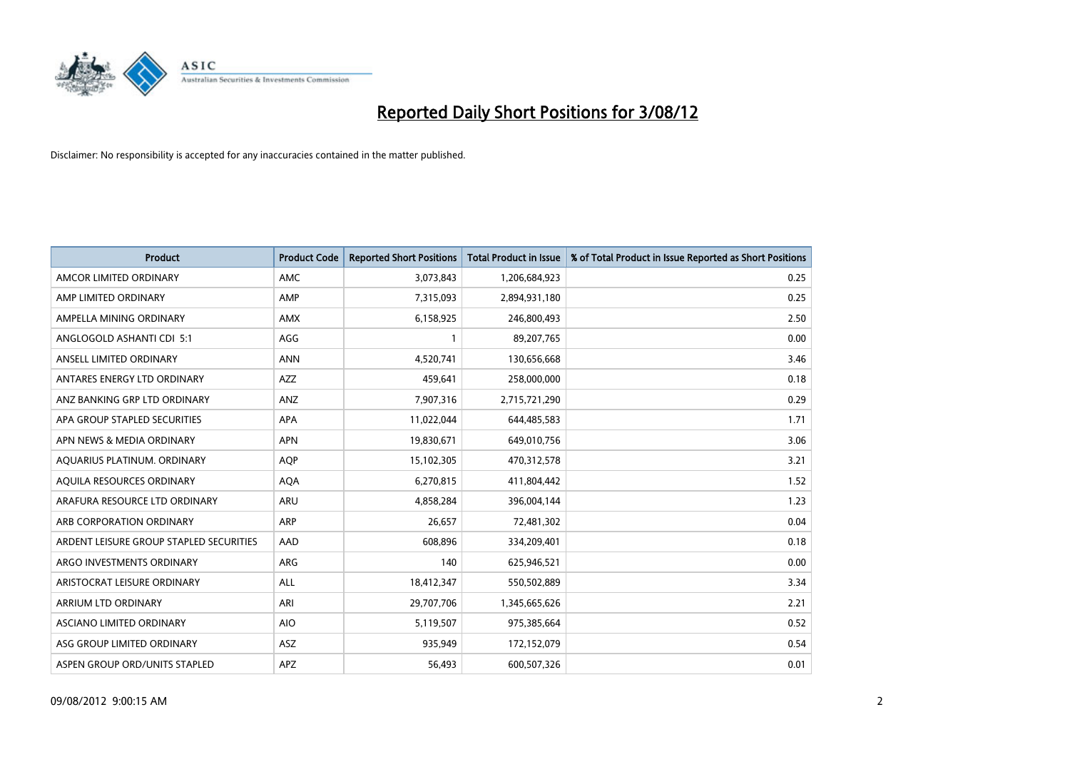# Reported Daily Short Positions for 3/08/12

Disclaimer: No responsibility is accepted for any inaccuracies contained in the matter published.

| Product | Product Code | Reported Short Positions | Total Product in Issue | % of Total Product in Issue Reported as Short Positions |
|---|---|---|---|---|
| AMCOR LIMITED ORDINARY | AMC | 3,073,843 | 1,206,684,923 | 0.25 |
| AMP LIMITED ORDINARY | AMP | 7,315,093 | 2,894,931,180 | 0.25 |
| AMPELLA MINING ORDINARY | AMX | 6,158,925 | 246,800,493 | 2.50 |
| ANGLOGOLD ASHANTI CDI 5:1 | AGG | 1 | 89,207,765 | 0.00 |
| ANSELL LIMITED ORDINARY | ANN | 4,520,741 | 130,656,668 | 3.46 |
| ANTARES ENERGY LTD ORDINARY | AZZ | 459,641 | 258,000,000 | 0.18 |
| ANZ BANKING GRP LTD ORDINARY | ANZ | 7,907,316 | 2,715,721,290 | 0.29 |
| APA GROUP STAPLED SECURITIES | APA | 11,022,044 | 644,485,583 | 1.71 |
| APN NEWS & MEDIA ORDINARY | APN | 19,830,671 | 649,010,756 | 3.06 |
| AQUARIUS PLATINUM. ORDINARY | AQP | 15,102,305 | 470,312,578 | 3.21 |
| AQUILA RESOURCES ORDINARY | AQA | 6,270,815 | 411,804,442 | 1.52 |
| ARAFURA RESOURCE LTD ORDINARY | ARU | 4,858,284 | 396,004,144 | 1.23 |
| ARB CORPORATION ORDINARY | ARP | 26,657 | 72,481,302 | 0.04 |
| ARDENT LEISURE GROUP STAPLED SECURITIES | AAD | 608,896 | 334,209,401 | 0.18 |
| ARGO INVESTMENTS ORDINARY | ARG | 140 | 625,946,521 | 0.00 |
| ARISTOCRAT LEISURE ORDINARY | ALL | 18,412,347 | 550,502,889 | 3.34 |
| ARRIUM LTD ORDINARY | ARI | 29,707,706 | 1,345,665,626 | 2.21 |
| ASCIANO LIMITED ORDINARY | AIO | 5,119,507 | 975,385,664 | 0.52 |
| ASG GROUP LIMITED ORDINARY | ASZ | 935,949 | 172,152,079 | 0.54 |
| ASPEN GROUP ORD/UNITS STAPLED | APZ | 56,493 | 600,507,326 | 0.01 |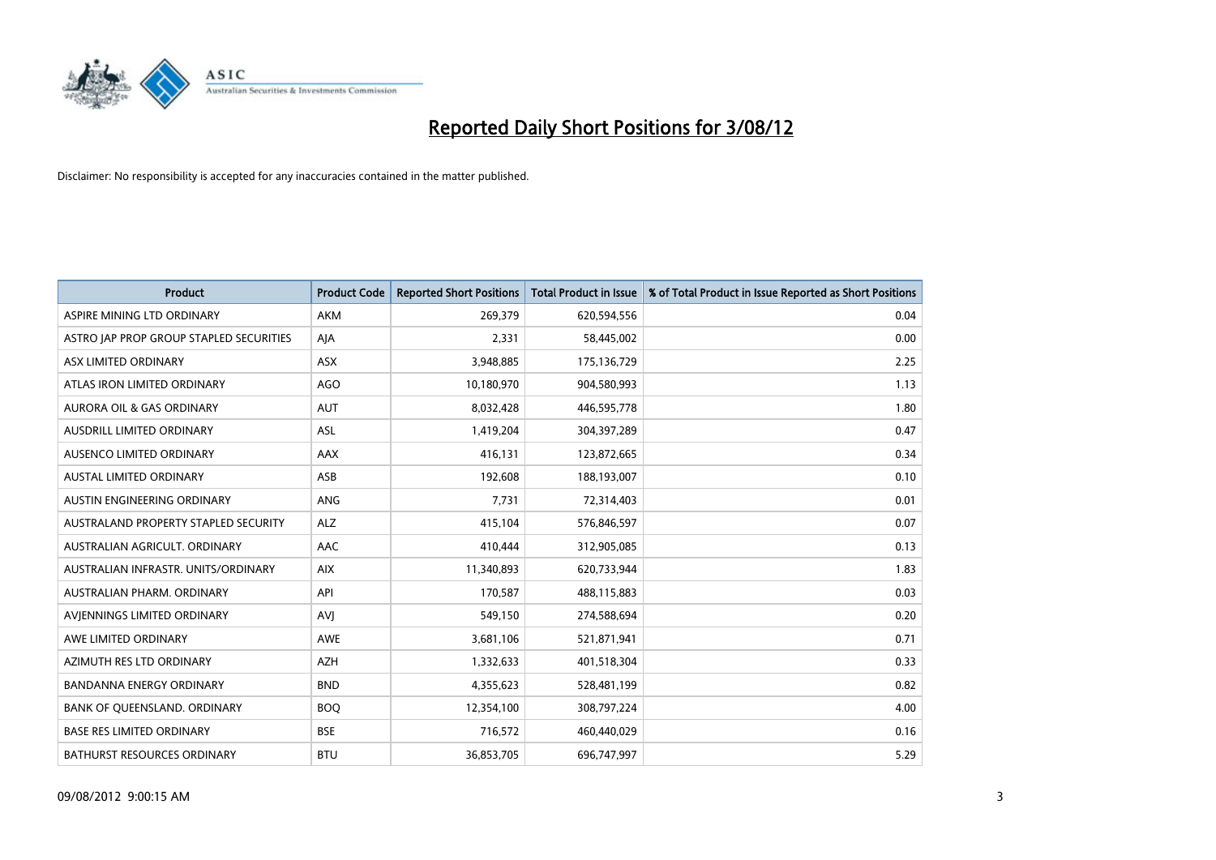# Reported Daily Short Positions for 3/08/12

Disclaimer: No responsibility is accepted for any inaccuracies contained in the matter published.

| Product | Product Code | Reported Short Positions | Total Product in Issue | % of Total Product in Issue Reported as Short Positions |
|---|---|---|---|---|
| ASPIRE MINING LTD ORDINARY | AKM | 269,379 | 620,594,556 | 0.04 |
| ASTRO JAP PROP GROUP STAPLED SECURITIES | AJA | 2,331 | 58,445,002 | 0.00 |
| ASX LIMITED ORDINARY | ASX | 3,948,885 | 175,136,729 | 2.25 |
| ATLAS IRON LIMITED ORDINARY | AGO | 10,180,970 | 904,580,993 | 1.13 |
| AURORA OIL & GAS ORDINARY | AUT | 8,032,428 | 446,595,778 | 1.80 |
| AUSDRILL LIMITED ORDINARY | ASL | 1,419,204 | 304,397,289 | 0.47 |
| AUSENCO LIMITED ORDINARY | AAX | 416,131 | 123,872,665 | 0.34 |
| AUSTAL LIMITED ORDINARY | ASB | 192,608 | 188,193,007 | 0.10 |
| AUSTIN ENGINEERING ORDINARY | ANG | 7,731 | 72,314,403 | 0.01 |
| AUSTRALAND PROPERTY STAPLED SECURITY | ALZ | 415,104 | 576,846,597 | 0.07 |
| AUSTRALIAN AGRICULT. ORDINARY | AAC | 410,444 | 312,905,085 | 0.13 |
| AUSTRALIAN INFRASTR. UNITS/ORDINARY | AIX | 11,340,893 | 620,733,944 | 1.83 |
| AUSTRALIAN PHARM. ORDINARY | API | 170,587 | 488,115,883 | 0.03 |
| AVJENNINGS LIMITED ORDINARY | AVJ | 549,150 | 274,588,694 | 0.20 |
| AWE LIMITED ORDINARY | AWE | 3,681,106 | 521,871,941 | 0.71 |
| AZIMUTH RES LTD ORDINARY | AZH | 1,332,633 | 401,518,304 | 0.33 |
| BANDANNA ENERGY ORDINARY | BND | 4,355,623 | 528,481,199 | 0.82 |
| BANK OF QUEENSLAND. ORDINARY | BOQ | 12,354,100 | 308,797,224 | 4.00 |
| BASE RES LIMITED ORDINARY | BSE | 716,572 | 460,440,029 | 0.16 |
| BATHURST RESOURCES ORDINARY | BTU | 36,853,705 | 696,747,997 | 5.29 |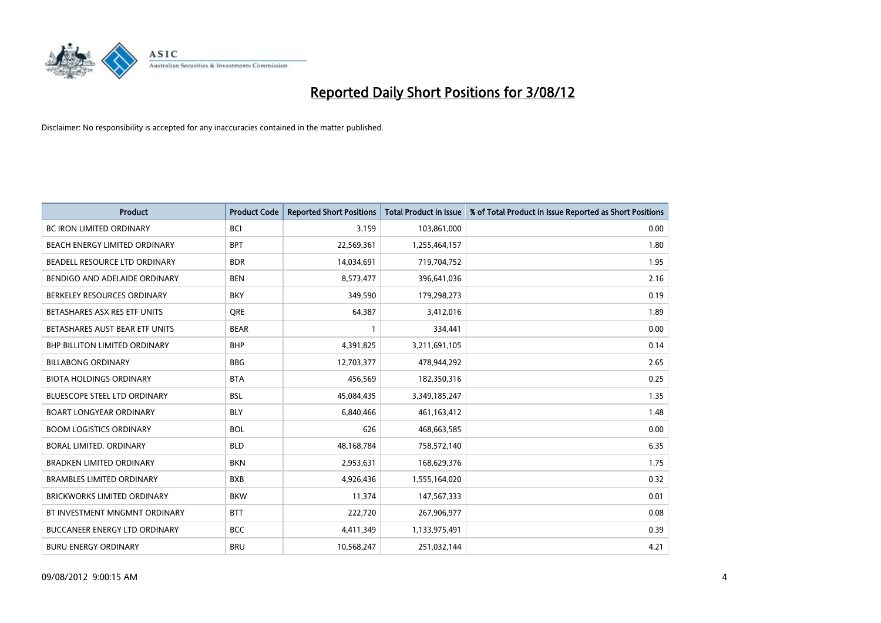# Reported Daily Short Positions for 3/08/12

Disclaimer: No responsibility is accepted for any inaccuracies contained in the matter published.

| Product | Product Code | Reported Short Positions | Total Product in Issue | % of Total Product in Issue Reported as Short Positions |
|---|---|---|---|---|
| BC IRON LIMITED ORDINARY | BCI | 3,159 | 103,861,000 | 0.00 |
| BEACH ENERGY LIMITED ORDINARY | BPT | 22,569,361 | 1,255,464,157 | 1.80 |
| BEADELL RESOURCE LTD ORDINARY | BDR | 14,034,691 | 719,704,752 | 1.95 |
| BENDIGO AND ADELAIDE ORDINARY | BEN | 8,573,477 | 396,641,036 | 2.16 |
| BERKELEY RESOURCES ORDINARY | BKY | 349,590 | 179,298,273 | 0.19 |
| BETASHARES ASX RES ETF UNITS | QRE | 64,387 | 3,412,016 | 1.89 |
| BETASHARES AUST BEAR ETF UNITS | BEAR | 1 | 334,441 | 0.00 |
| BHP BILLITON LIMITED ORDINARY | BHP | 4,391,825 | 3,211,691,105 | 0.14 |
| BILLABONG ORDINARY | BBG | 12,703,377 | 478,944,292 | 2.65 |
| BIOTA HOLDINGS ORDINARY | BTA | 456,569 | 182,350,316 | 0.25 |
| BLUESCOPE STEEL LTD ORDINARY | BSL | 45,084,435 | 3,349,185,247 | 1.35 |
| BOART LONGYEAR ORDINARY | BLY | 6,840,466 | 461,163,412 | 1.48 |
| BOOM LOGISTICS ORDINARY | BOL | 626 | 468,663,585 | 0.00 |
| BORAL LIMITED. ORDINARY | BLD | 48,168,784 | 758,572,140 | 6.35 |
| BRADKEN LIMITED ORDINARY | BKN | 2,953,631 | 168,629,376 | 1.75 |
| BRAMBLES LIMITED ORDINARY | BXB | 4,926,436 | 1,555,164,020 | 0.32 |
| BRICKWORKS LIMITED ORDINARY | BKW | 11,374 | 147,567,333 | 0.01 |
| BT INVESTMENT MNGMNT ORDINARY | BTT | 222,720 | 267,906,977 | 0.08 |
| BUCCANEER ENERGY LTD ORDINARY | BCC | 4,411,349 | 1,133,975,491 | 0.39 |
| BURU ENERGY ORDINARY | BRU | 10,568,247 | 251,032,144 | 4.21 |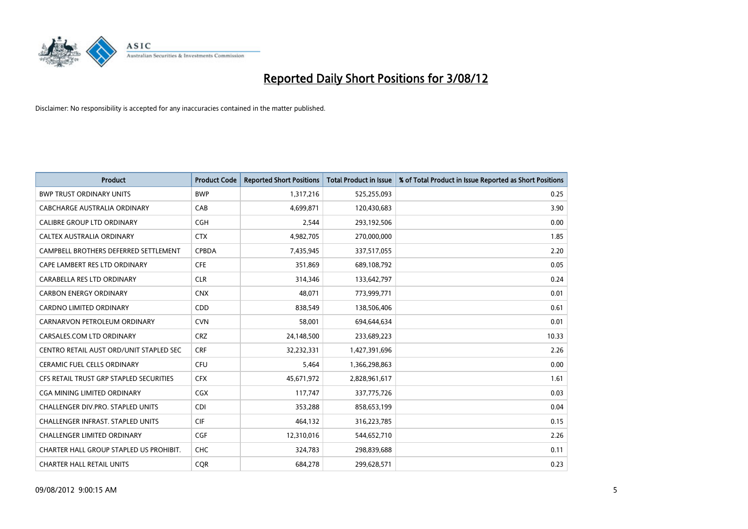# Reported Daily Short Positions for 3/08/12

Disclaimer: No responsibility is accepted for any inaccuracies contained in the matter published.

| Product | Product Code | Reported Short Positions | Total Product in Issue | % of Total Product in Issue Reported as Short Positions |
|---|---|---|---|---|
| BWP TRUST ORDINARY UNITS | BWP | 1,317,216 | 525,255,093 | 0.25 |
| CABCHARGE AUSTRALIA ORDINARY | CAB | 4,699,871 | 120,430,683 | 3.90 |
| CALIBRE GROUP LTD ORDINARY | CGH | 2,544 | 293,192,506 | 0.00 |
| CALTEX AUSTRALIA ORDINARY | CTX | 4,982,705 | 270,000,000 | 1.85 |
| CAMPBELL BROTHERS DEFERRED SETTLEMENT | CPBDA | 7,435,945 | 337,517,055 | 2.20 |
| CAPE LAMBERT RES LTD ORDINARY | CFE | 351,869 | 689,108,792 | 0.05 |
| CARABELLA RES LTD ORDINARY | CLR | 314,346 | 133,642,797 | 0.24 |
| CARBON ENERGY ORDINARY | CNX | 48,071 | 773,999,771 | 0.01 |
| CARDNO LIMITED ORDINARY | CDD | 838,549 | 138,506,406 | 0.61 |
| CARNARVON PETROLEUM ORDINARY | CVN | 58,001 | 694,644,634 | 0.01 |
| CARSALES.COM LTD ORDINARY | CRZ | 24,148,500 | 233,689,223 | 10.33 |
| CENTRO RETAIL AUST ORD/UNIT STAPLED SEC | CRF | 32,232,331 | 1,427,391,696 | 2.26 |
| CERAMIC FUEL CELLS ORDINARY | CFU | 5,464 | 1,366,298,863 | 0.00 |
| CFS RETAIL TRUST GRP STAPLED SECURITIES | CFX | 45,671,972 | 2,828,961,617 | 1.61 |
| CGA MINING LIMITED ORDINARY | CGX | 117,747 | 337,775,726 | 0.03 |
| CHALLENGER DIV.PRO. STAPLED UNITS | CDI | 353,288 | 858,653,199 | 0.04 |
| CHALLENGER INFRAST. STAPLED UNITS | CIF | 464,132 | 316,223,785 | 0.15 |
| CHALLENGER LIMITED ORDINARY | CGF | 12,310,016 | 544,652,710 | 2.26 |
| CHARTER HALL GROUP STAPLED US PROHIBIT. | CHC | 324,783 | 298,839,688 | 0.11 |
| CHARTER HALL RETAIL UNITS | CQR | 684,278 | 299,628,571 | 0.23 |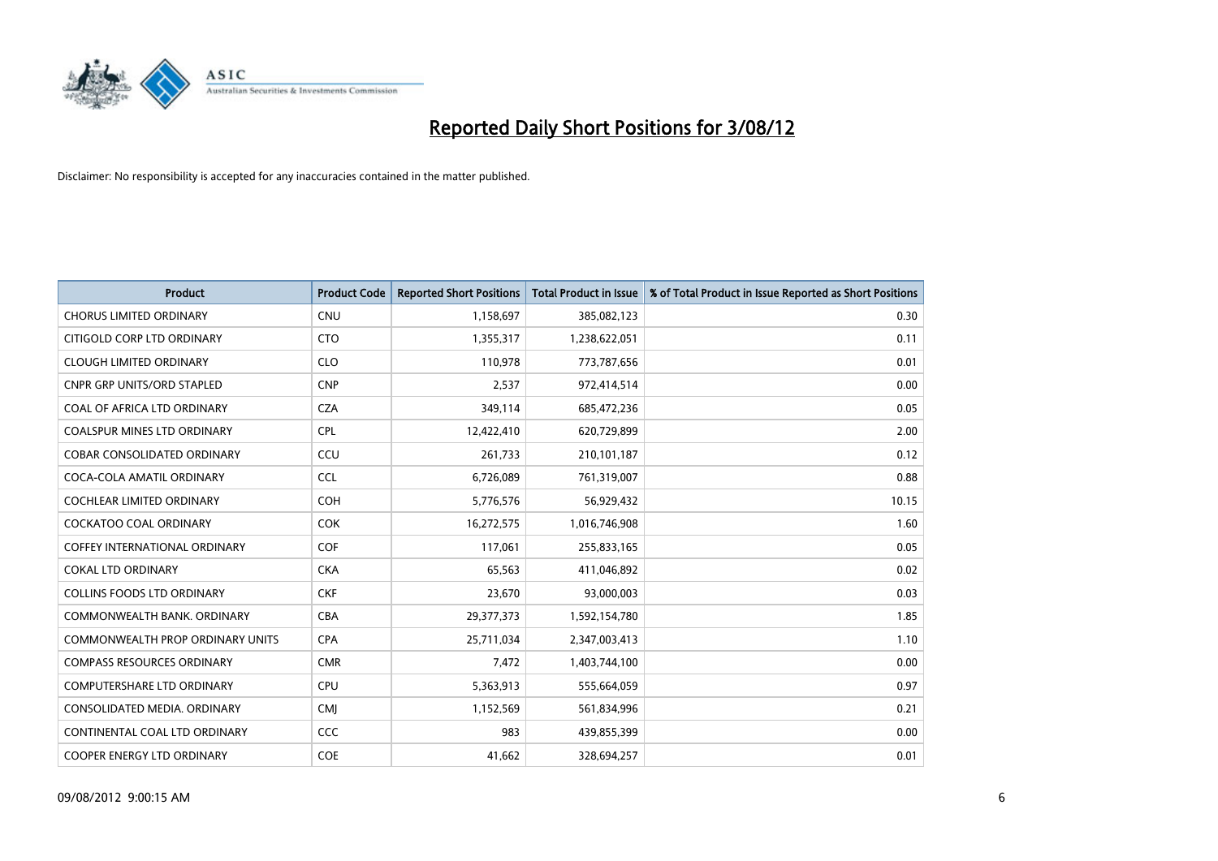# Reported Daily Short Positions for 3/08/12

Disclaimer: No responsibility is accepted for any inaccuracies contained in the matter published.

| Product | Product Code | Reported Short Positions | Total Product in Issue | % of Total Product in Issue Reported as Short Positions |
|---|---|---|---|---|
| CHORUS LIMITED ORDINARY | CNU | 1,158,697 | 385,082,123 | 0.30 |
| CITIGOLD CORP LTD ORDINARY | CTO | 1,355,317 | 1,238,622,051 | 0.11 |
| CLOUGH LIMITED ORDINARY | CLO | 110,978 | 773,787,656 | 0.01 |
| CNPR GRP UNITS/ORD STAPLED | CNP | 2,537 | 972,414,514 | 0.00 |
| COAL OF AFRICA LTD ORDINARY | CZA | 349,114 | 685,472,236 | 0.05 |
| COALSPUR MINES LTD ORDINARY | CPL | 12,422,410 | 620,729,899 | 2.00 |
| COBAR CONSOLIDATED ORDINARY | CCU | 261,733 | 210,101,187 | 0.12 |
| COCA-COLA AMATIL ORDINARY | CCL | 6,726,089 | 761,319,007 | 0.88 |
| COCHLEAR LIMITED ORDINARY | COH | 5,776,576 | 56,929,432 | 10.15 |
| COCKATOO COAL ORDINARY | COK | 16,272,575 | 1,016,746,908 | 1.60 |
| COFFEY INTERNATIONAL ORDINARY | COF | 117,061 | 255,833,165 | 0.05 |
| COKAL LTD ORDINARY | CKA | 65,563 | 411,046,892 | 0.02 |
| COLLINS FOODS LTD ORDINARY | CKF | 23,670 | 93,000,003 | 0.03 |
| COMMONWEALTH BANK. ORDINARY | CBA | 29,377,373 | 1,592,154,780 | 1.85 |
| COMMONWEALTH PROP ORDINARY UNITS | CPA | 25,711,034 | 2,347,003,413 | 1.10 |
| COMPASS RESOURCES ORDINARY | CMR | 7,472 | 1,403,744,100 | 0.00 |
| COMPUTERSHARE LTD ORDINARY | CPU | 5,363,913 | 555,664,059 | 0.97 |
| CONSOLIDATED MEDIA. ORDINARY | CMJ | 1,152,569 | 561,834,996 | 0.21 |
| CONTINENTAL COAL LTD ORDINARY | CCC | 983 | 439,855,399 | 0.00 |
| COOPER ENERGY LTD ORDINARY | COE | 41,662 | 328,694,257 | 0.01 |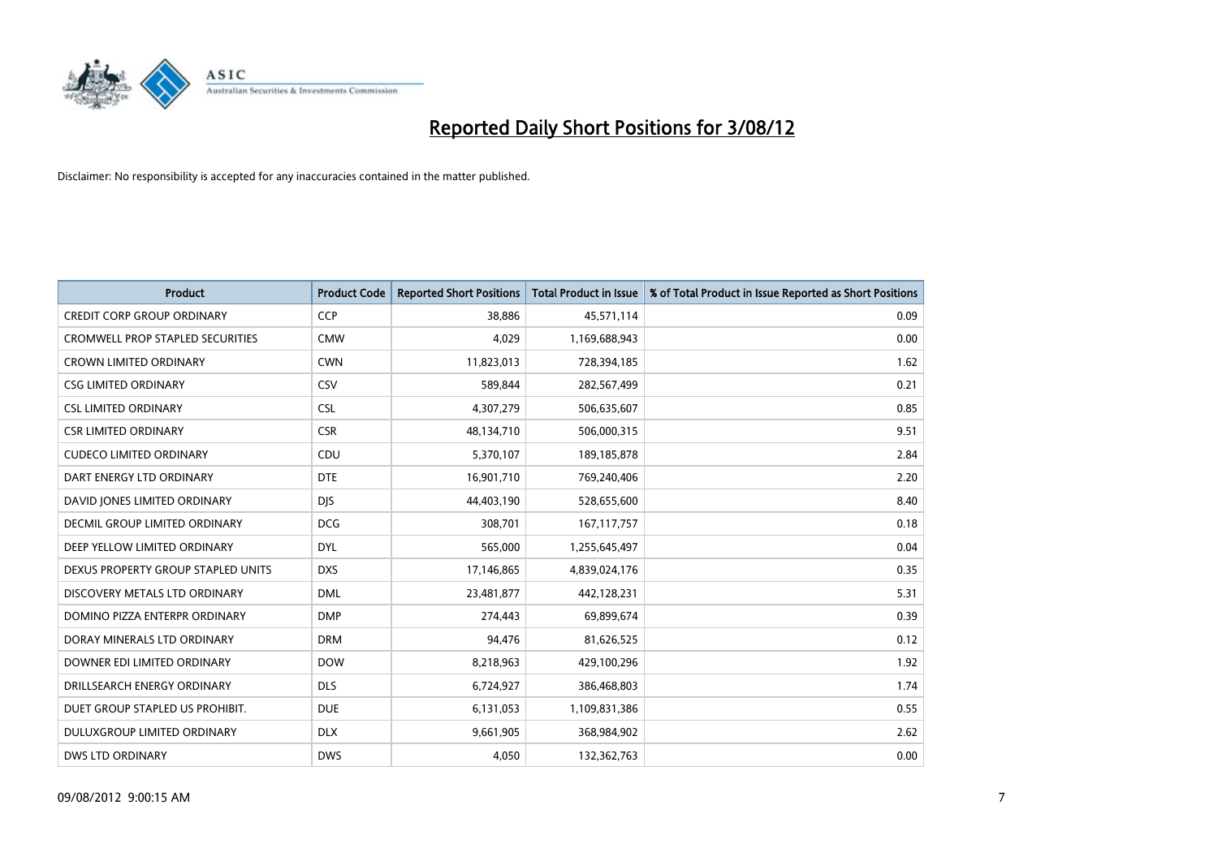# Reported Daily Short Positions for 3/08/12

Disclaimer: No responsibility is accepted for any inaccuracies contained in the matter published.

| Product | Product Code | Reported Short Positions | Total Product in Issue | % of Total Product in Issue Reported as Short Positions |
|---|---|---|---|---|
| CREDIT CORP GROUP ORDINARY | CCP | 38,886 | 45,571,114 | 0.09 |
| CROMWELL PROP STAPLED SECURITIES | CMW | 4,029 | 1,169,688,943 | 0.00 |
| CROWN LIMITED ORDINARY | CWN | 11,823,013 | 728,394,185 | 1.62 |
| CSG LIMITED ORDINARY | CSV | 589,844 | 282,567,499 | 0.21 |
| CSL LIMITED ORDINARY | CSL | 4,307,279 | 506,635,607 | 0.85 |
| CSR LIMITED ORDINARY | CSR | 48,134,710 | 506,000,315 | 9.51 |
| CUDECO LIMITED ORDINARY | CDU | 5,370,107 | 189,185,878 | 2.84 |
| DART ENERGY LTD ORDINARY | DTE | 16,901,710 | 769,240,406 | 2.20 |
| DAVID JONES LIMITED ORDINARY | DJS | 44,403,190 | 528,655,600 | 8.40 |
| DECMIL GROUP LIMITED ORDINARY | DCG | 308,701 | 167,117,757 | 0.18 |
| DEEP YELLOW LIMITED ORDINARY | DYL | 565,000 | 1,255,645,497 | 0.04 |
| DEXUS PROPERTY GROUP STAPLED UNITS | DXS | 17,146,865 | 4,839,024,176 | 0.35 |
| DISCOVERY METALS LTD ORDINARY | DML | 23,481,877 | 442,128,231 | 5.31 |
| DOMINO PIZZA ENTERPR ORDINARY | DMP | 274,443 | 69,899,674 | 0.39 |
| DORAY MINERALS LTD ORDINARY | DRM | 94,476 | 81,626,525 | 0.12 |
| DOWNER EDI LIMITED ORDINARY | DOW | 8,218,963 | 429,100,296 | 1.92 |
| DRILLSEARCH ENERGY ORDINARY | DLS | 6,724,927 | 386,468,803 | 1.74 |
| DUET GROUP STAPLED US PROHIBIT. | DUE | 6,131,053 | 1,109,831,386 | 0.55 |
| DULUXGROUP LIMITED ORDINARY | DLX | 9,661,905 | 368,984,902 | 2.62 |
| DWS LTD ORDINARY | DWS | 4,050 | 132,362,763 | 0.00 |

09/08/2012 9:00:15 AM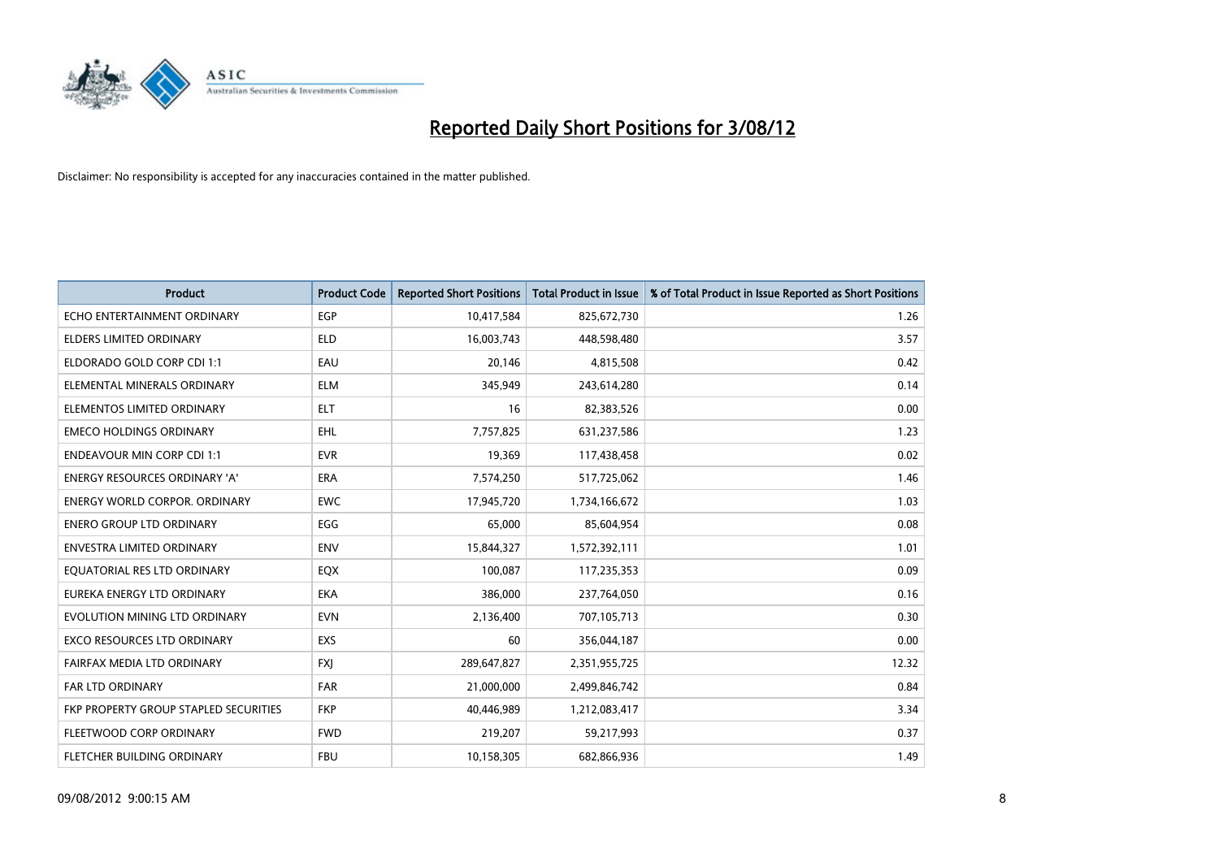# Reported Daily Short Positions for 3/08/12

Disclaimer: No responsibility is accepted for any inaccuracies contained in the matter published.

| Product | Product Code | Reported Short Positions | Total Product in Issue | % of Total Product in Issue Reported as Short Positions |
|---|---|---|---|---|
| ECHO ENTERTAINMENT ORDINARY | EGP | 10,417,584 | 825,672,730 | 1.26 |
| ELDERS LIMITED ORDINARY | ELD | 16,003,743 | 448,598,480 | 3.57 |
| ELDORADO GOLD CORP CDI 1:1 | EAU | 20,146 | 4,815,508 | 0.42 |
| ELEMENTAL MINERALS ORDINARY | ELM | 345,949 | 243,614,280 | 0.14 |
| ELEMENTOS LIMITED ORDINARY | ELT | 16 | 82,383,526 | 0.00 |
| EMECO HOLDINGS ORDINARY | EHL | 7,757,825 | 631,237,586 | 1.23 |
| ENDEAVOUR MIN CORP CDI 1:1 | EVR | 19,369 | 117,438,458 | 0.02 |
| ENERGY RESOURCES ORDINARY 'A' | ERA | 7,574,250 | 517,725,062 | 1.46 |
| ENERGY WORLD CORPOR. ORDINARY | EWC | 17,945,720 | 1,734,166,672 | 1.03 |
| ENERO GROUP LTD ORDINARY | EGG | 65,000 | 85,604,954 | 0.08 |
| ENVESTRA LIMITED ORDINARY | ENV | 15,844,327 | 1,572,392,111 | 1.01 |
| EQUATORIAL RES LTD ORDINARY | EQX | 100,087 | 117,235,353 | 0.09 |
| EUREKA ENERGY LTD ORDINARY | EKA | 386,000 | 237,764,050 | 0.16 |
| EVOLUTION MINING LTD ORDINARY | EVN | 2,136,400 | 707,105,713 | 0.30 |
| EXCO RESOURCES LTD ORDINARY | EXS | 60 | 356,044,187 | 0.00 |
| FAIRFAX MEDIA LTD ORDINARY | FXJ | 289,647,827 | 2,351,955,725 | 12.32 |
| FAR LTD ORDINARY | FAR | 21,000,000 | 2,499,846,742 | 0.84 |
| FKP PROPERTY GROUP STAPLED SECURITIES | FKP | 40,446,989 | 1,212,083,417 | 3.34 |
| FLEETWOOD CORP ORDINARY | FWD | 219,207 | 59,217,993 | 0.37 |
| FLETCHER BUILDING ORDINARY | FBU | 10,158,305 | 682,866,936 | 1.49 |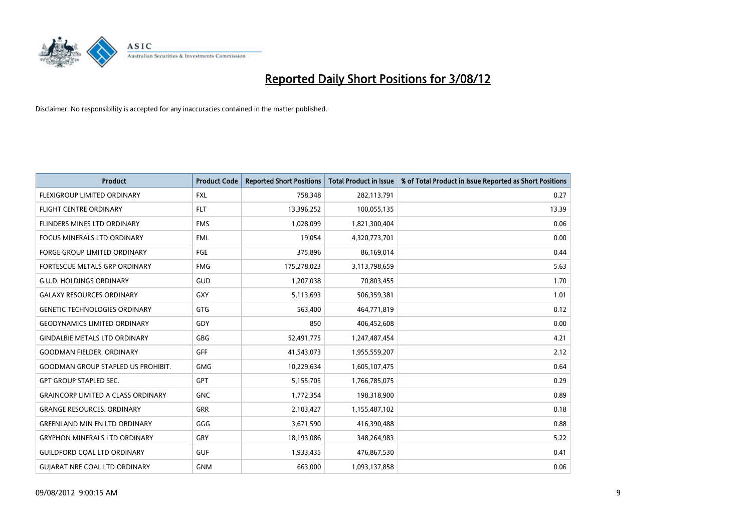# Reported Daily Short Positions for 3/08/12

Disclaimer: No responsibility is accepted for any inaccuracies contained in the matter published.

| Product | Product Code | Reported Short Positions | Total Product in Issue | % of Total Product in Issue Reported as Short Positions |
|---|---|---|---|---|
| FLEXIGROUP LIMITED ORDINARY | FXL | 758,348 | 282,113,791 | 0.27 |
| FLIGHT CENTRE ORDINARY | FLT | 13,396,252 | 100,055,135 | 13.39 |
| FLINDERS MINES LTD ORDINARY | FMS | 1,028,099 | 1,821,300,404 | 0.06 |
| FOCUS MINERALS LTD ORDINARY | FML | 19,054 | 4,320,773,701 | 0.00 |
| FORGE GROUP LIMITED ORDINARY | FGE | 375,896 | 86,169,014 | 0.44 |
| FORTESCUE METALS GRP ORDINARY | FMG | 175,278,023 | 3,113,798,659 | 5.63 |
| G.U.D. HOLDINGS ORDINARY | GUD | 1,207,038 | 70,803,455 | 1.70 |
| GALAXY RESOURCES ORDINARY | GXY | 5,113,693 | 506,359,381 | 1.01 |
| GENETIC TECHNOLOGIES ORDINARY | GTG | 563,400 | 464,771,819 | 0.12 |
| GEODYNAMICS LIMITED ORDINARY | GDY | 850 | 406,452,608 | 0.00 |
| GINDALBIE METALS LTD ORDINARY | GBG | 52,491,775 | 1,247,487,454 | 4.21 |
| GOODMAN FIELDER. ORDINARY | GFF | 41,543,073 | 1,955,559,207 | 2.12 |
| GOODMAN GROUP STAPLED US PROHIBIT. | GMG | 10,229,634 | 1,605,107,475 | 0.64 |
| GPT GROUP STAPLED SEC. | GPT | 5,155,705 | 1,766,785,075 | 0.29 |
| GRAINCORP LIMITED A CLASS ORDINARY | GNC | 1,772,354 | 198,318,900 | 0.89 |
| GRANGE RESOURCES. ORDINARY | GRR | 2,103,427 | 1,155,487,102 | 0.18 |
| GREENLAND MIN EN LTD ORDINARY | GGG | 3,671,590 | 416,390,488 | 0.88 |
| GRYPHON MINERALS LTD ORDINARY | GRY | 18,193,086 | 348,264,983 | 5.22 |
| GUILDFORD COAL LTD ORDINARY | GUF | 1,933,435 | 476,867,530 | 0.41 |
| GUJARAT NRE COAL LTD ORDINARY | GNM | 663,000 | 1,093,137,858 | 0.06 |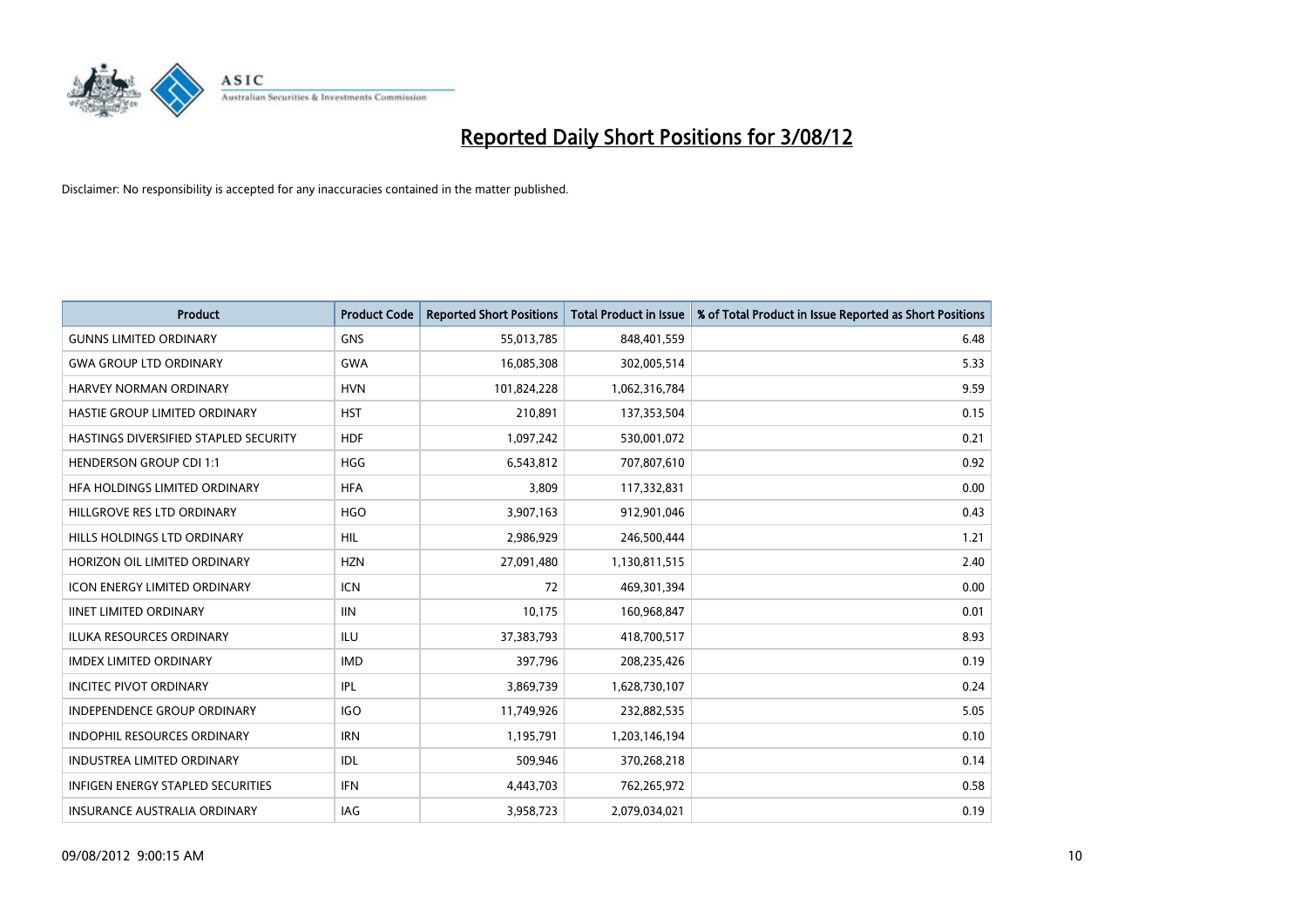# Reported Daily Short Positions for 3/08/12

Disclaimer: No responsibility is accepted for any inaccuracies contained in the matter published.

| Product | Product Code | Reported Short Positions | Total Product in Issue | % of Total Product in Issue Reported as Short Positions |
| --- | --- | --- | --- | --- |
| GUNNS LIMITED ORDINARY | GNS | 55,013,785 | 848,401,559 | 6.48 |
| GWA GROUP LTD ORDINARY | GWA | 16,085,308 | 302,005,514 | 5.33 |
| HARVEY NORMAN ORDINARY | HVN | 101,824,228 | 1,062,316,784 | 9.59 |
| HASTIE GROUP LIMITED ORDINARY | HST | 210,891 | 137,353,504 | 0.15 |
| HASTINGS DIVERSIFIED STAPLED SECURITY | HDF | 1,097,242 | 530,001,072 | 0.21 |
| HENDERSON GROUP CDI 1:1 | HGG | 6,543,812 | 707,807,610 | 0.92 |
| HFA HOLDINGS LIMITED ORDINARY | HFA | 3,809 | 117,332,831 | 0.00 |
| HILLGROVE RES LTD ORDINARY | HGO | 3,907,163 | 912,901,046 | 0.43 |
| HILLS HOLDINGS LTD ORDINARY | HIL | 2,986,929 | 246,500,444 | 1.21 |
| HORIZON OIL LIMITED ORDINARY | HZN | 27,091,480 | 1,130,811,515 | 2.40 |
| ICON ENERGY LIMITED ORDINARY | ICN | 72 | 469,301,394 | 0.00 |
| IINET LIMITED ORDINARY | IIN | 10,175 | 160,968,847 | 0.01 |
| ILUKA RESOURCES ORDINARY | ILU | 37,383,793 | 418,700,517 | 8.93 |
| IMDEX LIMITED ORDINARY | IMD | 397,796 | 208,235,426 | 0.19 |
| INCITEC PIVOT ORDINARY | IPL | 3,869,739 | 1,628,730,107 | 0.24 |
| INDEPENDENCE GROUP ORDINARY | IGO | 11,749,926 | 232,882,535 | 5.05 |
| INDOPHIL RESOURCES ORDINARY | IRN | 1,195,791 | 1,203,146,194 | 0.10 |
| INDUSTREA LIMITED ORDINARY | IDL | 509,946 | 370,268,218 | 0.14 |
| INFIGEN ENERGY STAPLED SECURITIES | IFN | 4,443,703 | 762,265,972 | 0.58 |
| INSURANCE AUSTRALIA ORDINARY | IAG | 3,958,723 | 2,079,034,021 | 0.19 |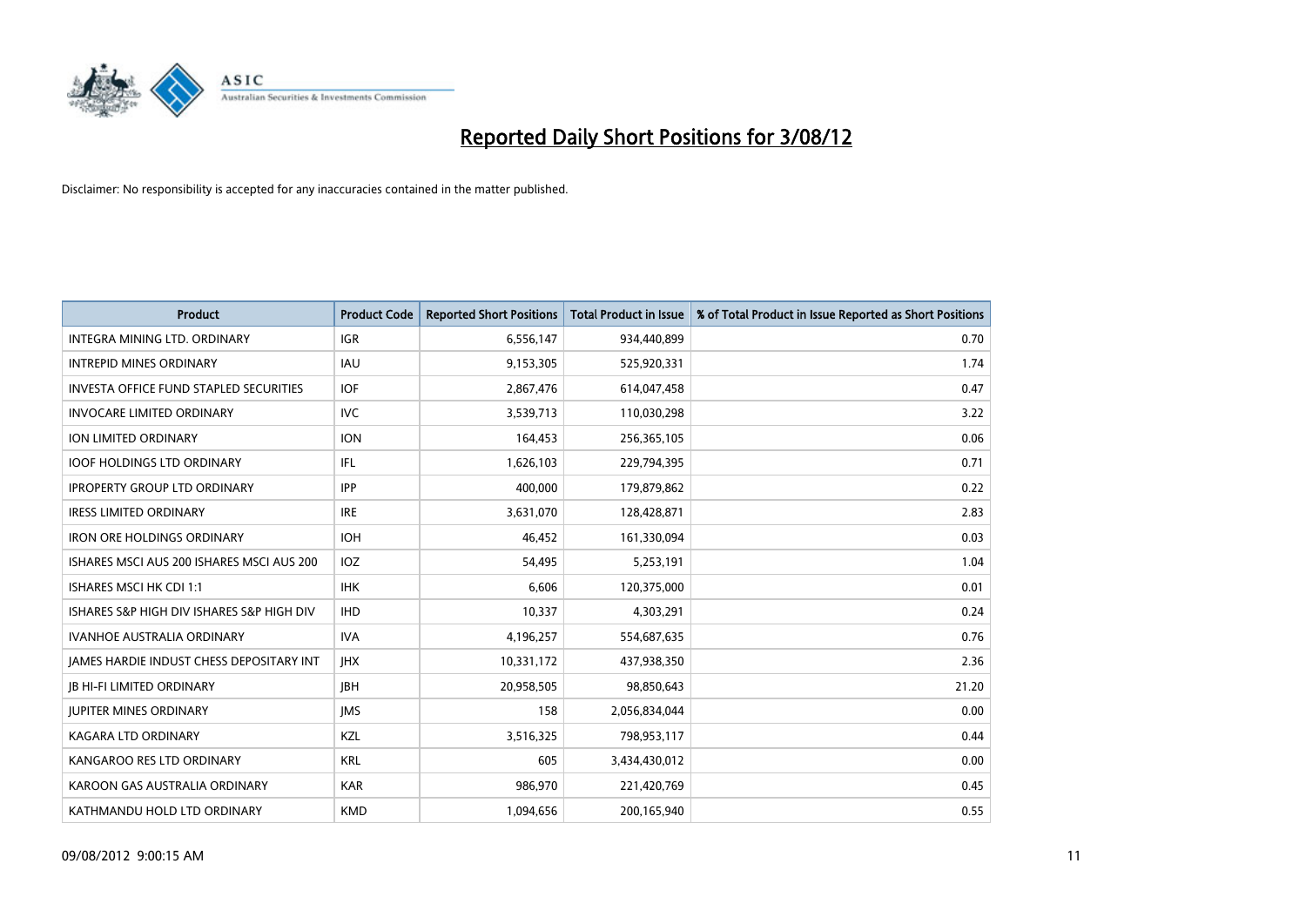# Reported Daily Short Positions for 3/08/12

Disclaimer: No responsibility is accepted for any inaccuracies contained in the matter published.

| Product | Product Code | Reported Short Positions | Total Product in Issue | % of Total Product in Issue Reported as Short Positions |
|---|---|---|---|---|
| INTEGRA MINING LTD. ORDINARY | IGR | 6,556,147 | 934,440,899 | 0.70 |
| INTREPID MINES ORDINARY | IAU | 9,153,305 | 525,920,331 | 1.74 |
| INVESTA OFFICE FUND STAPLED SECURITIES | IOF | 2,867,476 | 614,047,458 | 0.47 |
| INVOCARE LIMITED ORDINARY | IVC | 3,539,713 | 110,030,298 | 3.22 |
| ION LIMITED ORDINARY | ION | 164,453 | 256,365,105 | 0.06 |
| IOOF HOLDINGS LTD ORDINARY | IFL | 1,626,103 | 229,794,395 | 0.71 |
| IPROPERTY GROUP LTD ORDINARY | IPP | 400,000 | 179,879,862 | 0.22 |
| IRESS LIMITED ORDINARY | IRE | 3,631,070 | 128,428,871 | 2.83 |
| IRON ORE HOLDINGS ORDINARY | IOH | 46,452 | 161,330,094 | 0.03 |
| ISHARES MSCI AUS 200 ISHARES MSCI AUS 200 | IOZ | 54,495 | 5,253,191 | 1.04 |
| ISHARES MSCI HK CDI 1:1 | IHK | 6,606 | 120,375,000 | 0.01 |
| ISHARES S&P HIGH DIV ISHARES S&P HIGH DIV | IHD | 10,337 | 4,303,291 | 0.24 |
| IVANHOE AUSTRALIA ORDINARY | IVA | 4,196,257 | 554,687,635 | 0.76 |
| JAMES HARDIE INDUST CHESS DEPOSITARY INT | JHX | 10,331,172 | 437,938,350 | 2.36 |
| JB HI-FI LIMITED ORDINARY | JBH | 20,958,505 | 98,850,643 | 21.20 |
| JUPITER MINES ORDINARY | JMS | 158 | 2,056,834,044 | 0.00 |
| KAGARA LTD ORDINARY | KZL | 3,516,325 | 798,953,117 | 0.44 |
| KANGAROO RES LTD ORDINARY | KRL | 605 | 3,434,430,012 | 0.00 |
| KAROON GAS AUSTRALIA ORDINARY | KAR | 986,970 | 221,420,769 | 0.45 |
| KATHMANDU HOLD LTD ORDINARY | KMD | 1,094,656 | 200,165,940 | 0.55 |

09/08/2012 9:00:15 AM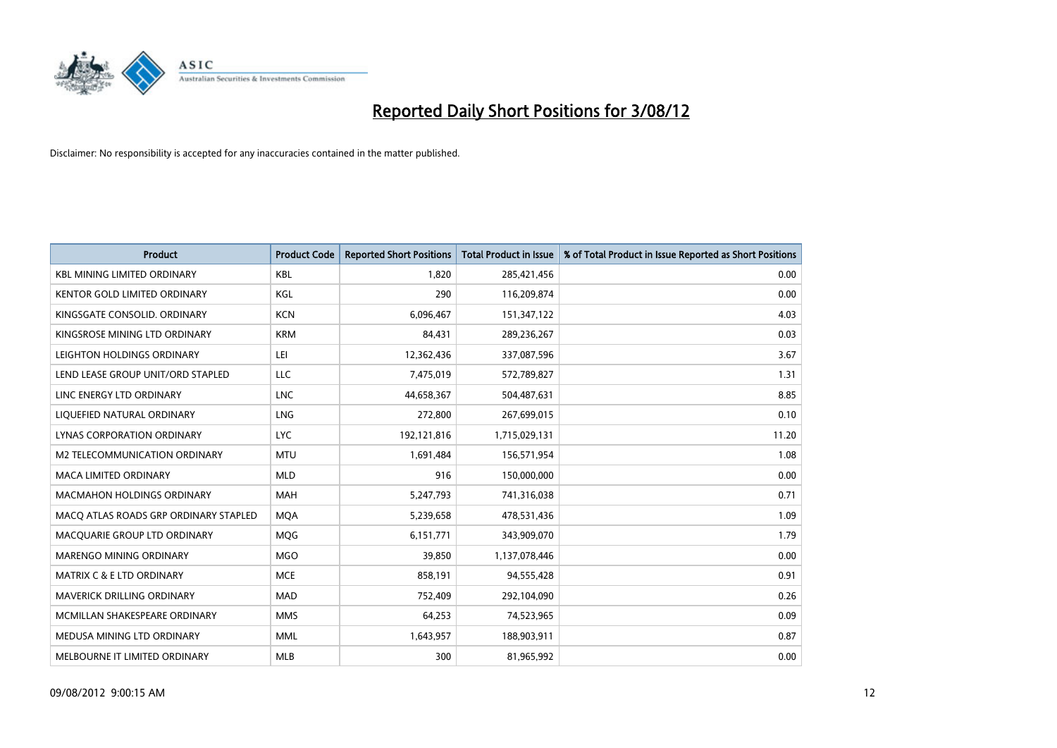# Reported Daily Short Positions for 3/08/12

Disclaimer: No responsibility is accepted for any inaccuracies contained in the matter published.

| Product | Product Code | Reported Short Positions | Total Product in Issue | % of Total Product in Issue Reported as Short Positions |
|---|---|---|---|---|
| KBL MINING LIMITED ORDINARY | KBL | 1,820 | 285,421,456 | 0.00 |
| KENTOR GOLD LIMITED ORDINARY | KGL | 290 | 116,209,874 | 0.00 |
| KINGSGATE CONSOLID. ORDINARY | KCN | 6,096,467 | 151,347,122 | 4.03 |
| KINGSROSE MINING LTD ORDINARY | KRM | 84,431 | 289,236,267 | 0.03 |
| LEIGHTON HOLDINGS ORDINARY | LEI | 12,362,436 | 337,087,596 | 3.67 |
| LEND LEASE GROUP UNIT/ORD STAPLED | LLC | 7,475,019 | 572,789,827 | 1.31 |
| LINC ENERGY LTD ORDINARY | LNC | 44,658,367 | 504,487,631 | 8.85 |
| LIQUEFIED NATURAL ORDINARY | LNG | 272,800 | 267,699,015 | 0.10 |
| LYNAS CORPORATION ORDINARY | LYC | 192,121,816 | 1,715,029,131 | 11.20 |
| M2 TELECOMMUNICATION ORDINARY | MTU | 1,691,484 | 156,571,954 | 1.08 |
| MACA LIMITED ORDINARY | MLD | 916 | 150,000,000 | 0.00 |
| MACMAHON HOLDINGS ORDINARY | MAH | 5,247,793 | 741,316,038 | 0.71 |
| MACQ ATLAS ROADS GRP ORDINARY STAPLED | MQA | 5,239,658 | 478,531,436 | 1.09 |
| MACQUARIE GROUP LTD ORDINARY | MQG | 6,151,771 | 343,909,070 | 1.79 |
| MARENGO MINING ORDINARY | MGO | 39,850 | 1,137,078,446 | 0.00 |
| MATRIX C & E LTD ORDINARY | MCE | 858,191 | 94,555,428 | 0.91 |
| MAVERICK DRILLING ORDINARY | MAD | 752,409 | 292,104,090 | 0.26 |
| MCMILLAN SHAKESPEARE ORDINARY | MMS | 64,253 | 74,523,965 | 0.09 |
| MEDUSA MINING LTD ORDINARY | MML | 1,643,957 | 188,903,911 | 0.87 |
| MELBOURNE IT LIMITED ORDINARY | MLB | 300 | 81,965,992 | 0.00 |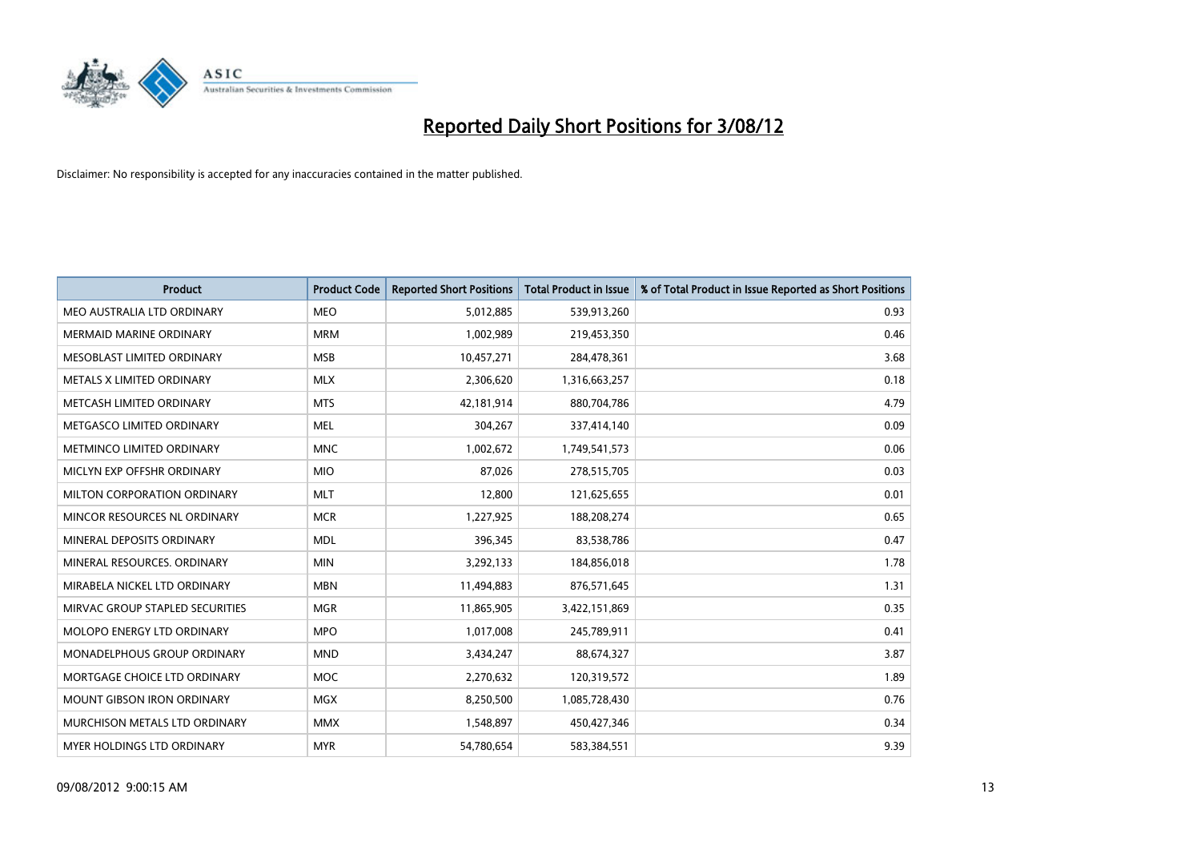# Reported Daily Short Positions for 3/08/12

Disclaimer: No responsibility is accepted for any inaccuracies contained in the matter published.

| Product | Product Code | Reported Short Positions | Total Product in Issue | % of Total Product in Issue Reported as Short Positions |
|---|---|---|---|---|
| MEO AUSTRALIA LTD ORDINARY | MEO | 5,012,885 | 539,913,260 | 0.93 |
| MERMAID MARINE ORDINARY | MRM | 1,002,989 | 219,453,350 | 0.46 |
| MESOBLAST LIMITED ORDINARY | MSB | 10,457,271 | 284,478,361 | 3.68 |
| METALS X LIMITED ORDINARY | MLX | 2,306,620 | 1,316,663,257 | 0.18 |
| METCASH LIMITED ORDINARY | MTS | 42,181,914 | 880,704,786 | 4.79 |
| METGASCO LIMITED ORDINARY | MEL | 304,267 | 337,414,140 | 0.09 |
| METMINCO LIMITED ORDINARY | MNC | 1,002,672 | 1,749,541,573 | 0.06 |
| MICLYN EXP OFFSHR ORDINARY | MIO | 87,026 | 278,515,705 | 0.03 |
| MILTON CORPORATION ORDINARY | MLT | 12,800 | 121,625,655 | 0.01 |
| MINCOR RESOURCES NL ORDINARY | MCR | 1,227,925 | 188,208,274 | 0.65 |
| MINERAL DEPOSITS ORDINARY | MDL | 396,345 | 83,538,786 | 0.47 |
| MINERAL RESOURCES. ORDINARY | MIN | 3,292,133 | 184,856,018 | 1.78 |
| MIRABELA NICKEL LTD ORDINARY | MBN | 11,494,883 | 876,571,645 | 1.31 |
| MIRVAC GROUP STAPLED SECURITIES | MGR | 11,865,905 | 3,422,151,869 | 0.35 |
| MOLOPO ENERGY LTD ORDINARY | MPO | 1,017,008 | 245,789,911 | 0.41 |
| MONADELPHOUS GROUP ORDINARY | MND | 3,434,247 | 88,674,327 | 3.87 |
| MORTGAGE CHOICE LTD ORDINARY | MOC | 2,270,632 | 120,319,572 | 1.89 |
| MOUNT GIBSON IRON ORDINARY | MGX | 8,250,500 | 1,085,728,430 | 0.76 |
| MURCHISON METALS LTD ORDINARY | MMX | 1,548,897 | 450,427,346 | 0.34 |
| MYER HOLDINGS LTD ORDINARY | MYR | 54,780,654 | 583,384,551 | 9.39 |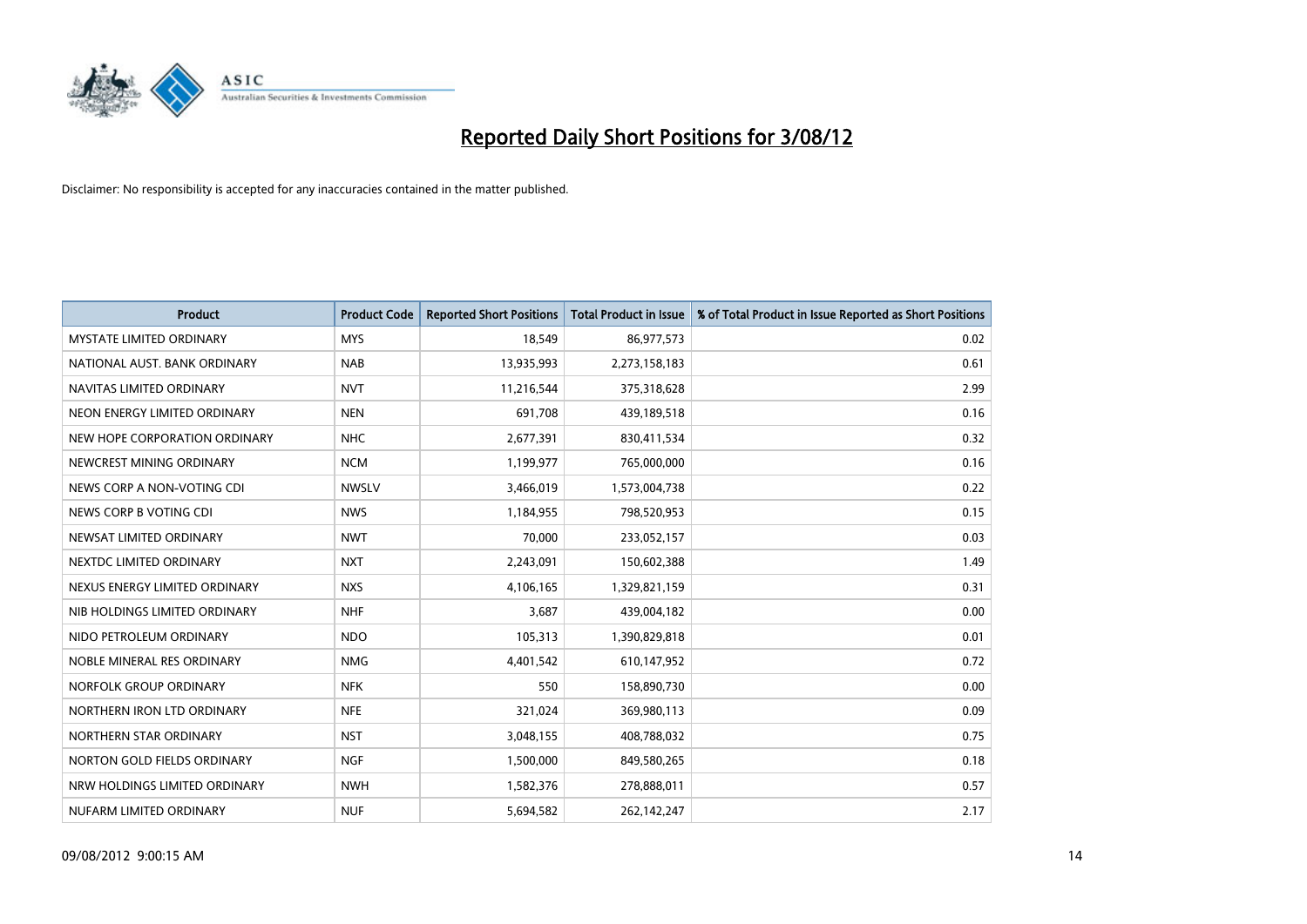# Reported Daily Short Positions for 3/08/12

Disclaimer: No responsibility is accepted for any inaccuracies contained in the matter published.

| Product | Product Code | Reported Short Positions | Total Product in Issue | % of Total Product in Issue Reported as Short Positions |
|---|---|---|---|---|
| MYSTATE LIMITED ORDINARY | MYS | 18,549 | 86,977,573 | 0.02 |
| NATIONAL AUST. BANK ORDINARY | NAB | 13,935,993 | 2,273,158,183 | 0.61 |
| NAVITAS LIMITED ORDINARY | NVT | 11,216,544 | 375,318,628 | 2.99 |
| NEON ENERGY LIMITED ORDINARY | NEN | 691,708 | 439,189,518 | 0.16 |
| NEW HOPE CORPORATION ORDINARY | NHC | 2,677,391 | 830,411,534 | 0.32 |
| NEWCREST MINING ORDINARY | NCM | 1,199,977 | 765,000,000 | 0.16 |
| NEWS CORP A NON-VOTING CDI | NWSLV | 3,466,019 | 1,573,004,738 | 0.22 |
| NEWS CORP B VOTING CDI | NWS | 1,184,955 | 798,520,953 | 0.15 |
| NEWSAT LIMITED ORDINARY | NWT | 70,000 | 233,052,157 | 0.03 |
| NEXTDC LIMITED ORDINARY | NXT | 2,243,091 | 150,602,388 | 1.49 |
| NEXUS ENERGY LIMITED ORDINARY | NXS | 4,106,165 | 1,329,821,159 | 0.31 |
| NIB HOLDINGS LIMITED ORDINARY | NHF | 3,687 | 439,004,182 | 0.00 |
| NIDO PETROLEUM ORDINARY | NDO | 105,313 | 1,390,829,818 | 0.01 |
| NOBLE MINERAL RES ORDINARY | NMG | 4,401,542 | 610,147,952 | 0.72 |
| NORFOLK GROUP ORDINARY | NFK | 550 | 158,890,730 | 0.00 |
| NORTHERN IRON LTD ORDINARY | NFE | 321,024 | 369,980,113 | 0.09 |
| NORTHERN STAR ORDINARY | NST | 3,048,155 | 408,788,032 | 0.75 |
| NORTON GOLD FIELDS ORDINARY | NGF | 1,500,000 | 849,580,265 | 0.18 |
| NRW HOLDINGS LIMITED ORDINARY | NWH | 1,582,376 | 278,888,011 | 0.57 |
| NUFARM LIMITED ORDINARY | NUF | 5,694,582 | 262,142,247 | 2.17 |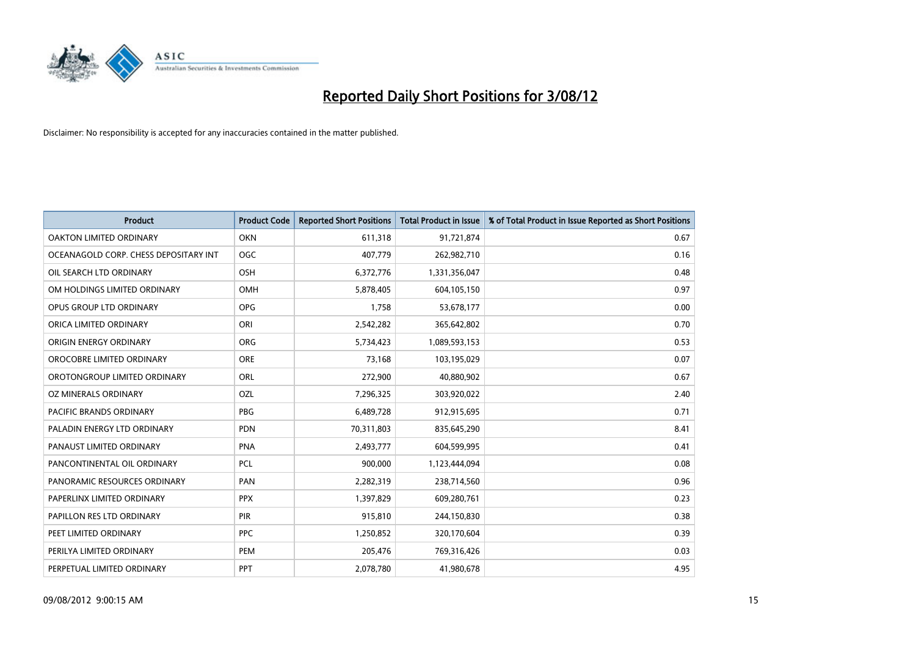# Reported Daily Short Positions for 3/08/12

Disclaimer: No responsibility is accepted for any inaccuracies contained in the matter published.

| Product | Product Code | Reported Short Positions | Total Product in Issue | % of Total Product in Issue Reported as Short Positions |
| --- | --- | --- | --- | --- |
| OAKTON LIMITED ORDINARY | OKN | 611,318 | 91,721,874 | 0.67 |
| OCEANAGOLD CORP. CHESS DEPOSITARY INT | OGC | 407,779 | 262,982,710 | 0.16 |
| OIL SEARCH LTD ORDINARY | OSH | 6,372,776 | 1,331,356,047 | 0.48 |
| OM HOLDINGS LIMITED ORDINARY | OMH | 5,878,405 | 604,105,150 | 0.97 |
| OPUS GROUP LTD ORDINARY | OPG | 1,758 | 53,678,177 | 0.00 |
| ORICA LIMITED ORDINARY | ORI | 2,542,282 | 365,642,802 | 0.70 |
| ORIGIN ENERGY ORDINARY | ORG | 5,734,423 | 1,089,593,153 | 0.53 |
| OROCOBRE LIMITED ORDINARY | ORE | 73,168 | 103,195,029 | 0.07 |
| OROTONGROUP LIMITED ORDINARY | ORL | 272,900 | 40,880,902 | 0.67 |
| OZ MINERALS ORDINARY | OZL | 7,296,325 | 303,920,022 | 2.40 |
| PACIFIC BRANDS ORDINARY | PBG | 6,489,728 | 912,915,695 | 0.71 |
| PALADIN ENERGY LTD ORDINARY | PDN | 70,311,803 | 835,645,290 | 8.41 |
| PANAUST LIMITED ORDINARY | PNA | 2,493,777 | 604,599,995 | 0.41 |
| PANCONTINENTAL OIL ORDINARY | PCL | 900,000 | 1,123,444,094 | 0.08 |
| PANORAMIC RESOURCES ORDINARY | PAN | 2,282,319 | 238,714,560 | 0.96 |
| PAPERLINX LIMITED ORDINARY | PPX | 1,397,829 | 609,280,761 | 0.23 |
| PAPILLON RES LTD ORDINARY | PIR | 915,810 | 244,150,830 | 0.38 |
| PEET LIMITED ORDINARY | PPC | 1,250,852 | 320,170,604 | 0.39 |
| PERILYA LIMITED ORDINARY | PEM | 205,476 | 769,316,426 | 0.03 |
| PERPETUAL LIMITED ORDINARY | PPT | 2,078,780 | 41,980,678 | 4.95 |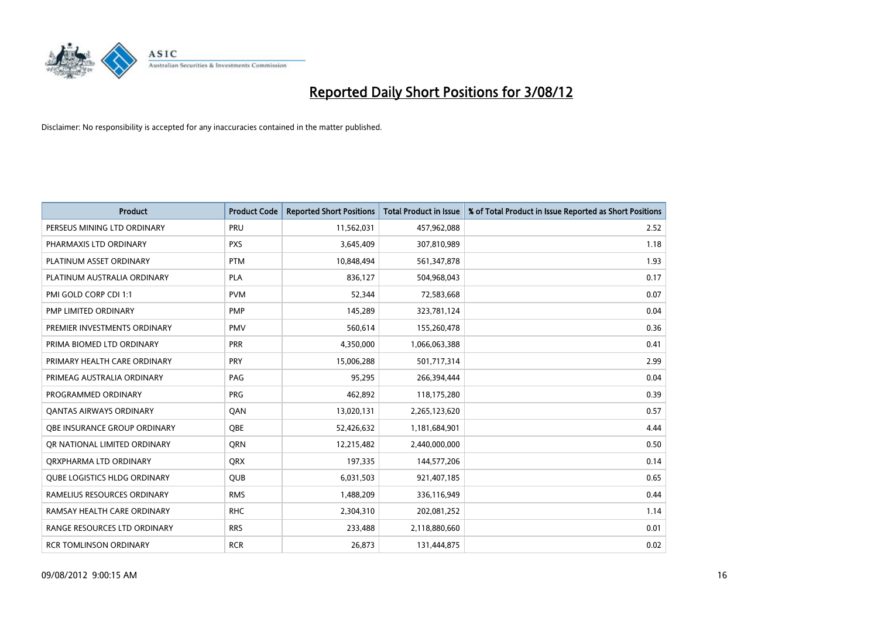# Reported Daily Short Positions for 3/08/12

Disclaimer: No responsibility is accepted for any inaccuracies contained in the matter published.

| Product | Product Code | Reported Short Positions | Total Product in Issue | % of Total Product in Issue Reported as Short Positions |
|---|---|---|---|---|
| PERSEUS MINING LTD ORDINARY | PRU | 11,562,031 | 457,962,088 | 2.52 |
| PHARMAXIS LTD ORDINARY | PXS | 3,645,409 | 307,810,989 | 1.18 |
| PLATINUM ASSET ORDINARY | PTM | 10,848,494 | 561,347,878 | 1.93 |
| PLATINUM AUSTRALIA ORDINARY | PLA | 836,127 | 504,968,043 | 0.17 |
| PMI GOLD CORP CDI 1:1 | PVM | 52,344 | 72,583,668 | 0.07 |
| PMP LIMITED ORDINARY | PMP | 145,289 | 323,781,124 | 0.04 |
| PREMIER INVESTMENTS ORDINARY | PMV | 560,614 | 155,260,478 | 0.36 |
| PRIMA BIOMED LTD ORDINARY | PRR | 4,350,000 | 1,066,063,388 | 0.41 |
| PRIMARY HEALTH CARE ORDINARY | PRY | 15,006,288 | 501,717,314 | 2.99 |
| PRIMEAG AUSTRALIA ORDINARY | PAG | 95,295 | 266,394,444 | 0.04 |
| PROGRAMMED ORDINARY | PRG | 462,892 | 118,175,280 | 0.39 |
| QANTAS AIRWAYS ORDINARY | QAN | 13,020,131 | 2,265,123,620 | 0.57 |
| QBE INSURANCE GROUP ORDINARY | QBE | 52,426,632 | 1,181,684,901 | 4.44 |
| QR NATIONAL LIMITED ORDINARY | QRN | 12,215,482 | 2,440,000,000 | 0.50 |
| QRXPHARMA LTD ORDINARY | QRX | 197,335 | 144,577,206 | 0.14 |
| QUBE LOGISTICS HLDG ORDINARY | QUB | 6,031,503 | 921,407,185 | 0.65 |
| RAMELIUS RESOURCES ORDINARY | RMS | 1,488,209 | 336,116,949 | 0.44 |
| RAMSAY HEALTH CARE ORDINARY | RHC | 2,304,310 | 202,081,252 | 1.14 |
| RANGE RESOURCES LTD ORDINARY | RRS | 233,488 | 2,118,880,660 | 0.01 |
| RCR TOMLINSON ORDINARY | RCR | 26,873 | 131,444,875 | 0.02 |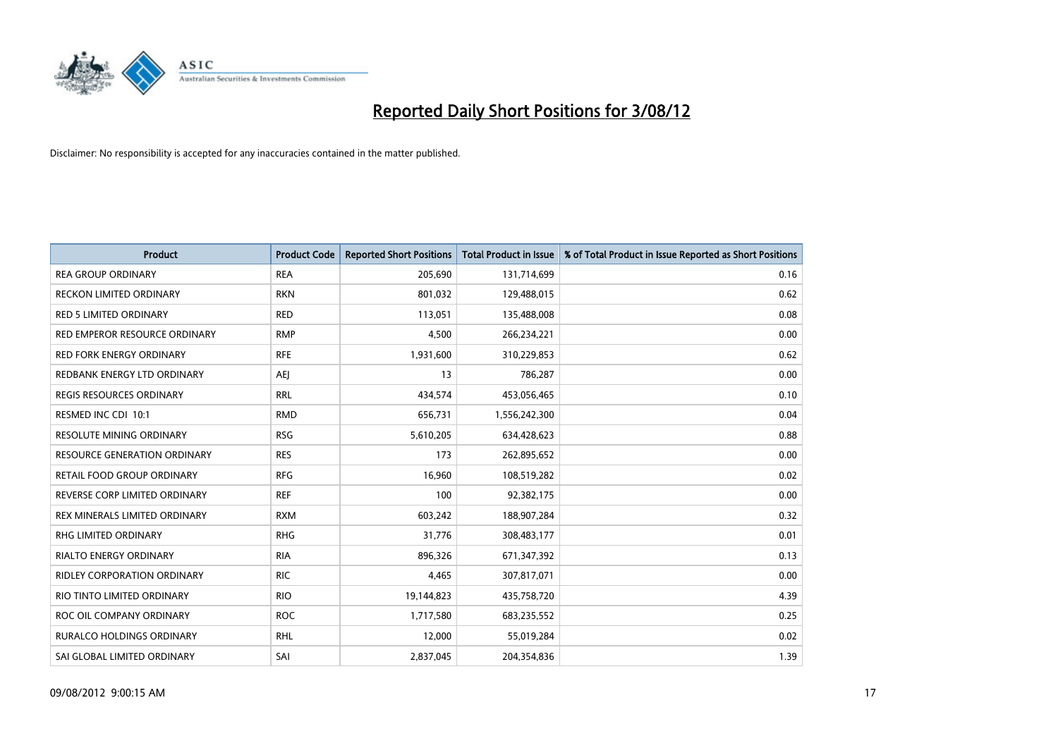# Reported Daily Short Positions for 3/08/12

Disclaimer: No responsibility is accepted for any inaccuracies contained in the matter published.

| Product | Product Code | Reported Short Positions | Total Product in Issue | % of Total Product in Issue Reported as Short Positions |
|---|---|---|---|---|
| REA GROUP ORDINARY | REA | 205,690 | 131,714,699 | 0.16 |
| RECKON LIMITED ORDINARY | RKN | 801,032 | 129,488,015 | 0.62 |
| RED 5 LIMITED ORDINARY | RED | 113,051 | 135,488,008 | 0.08 |
| RED EMPEROR RESOURCE ORDINARY | RMP | 4,500 | 266,234,221 | 0.00 |
| RED FORK ENERGY ORDINARY | RFE | 1,931,600 | 310,229,853 | 0.62 |
| REDBANK ENERGY LTD ORDINARY | AEJ | 13 | 786,287 | 0.00 |
| REGIS RESOURCES ORDINARY | RRL | 434,574 | 453,056,465 | 0.10 |
| RESMED INC CDI 10:1 | RMD | 656,731 | 1,556,242,300 | 0.04 |
| RESOLUTE MINING ORDINARY | RSG | 5,610,205 | 634,428,623 | 0.88 |
| RESOURCE GENERATION ORDINARY | RES | 173 | 262,895,652 | 0.00 |
| RETAIL FOOD GROUP ORDINARY | RFG | 16,960 | 108,519,282 | 0.02 |
| REVERSE CORP LIMITED ORDINARY | REF | 100 | 92,382,175 | 0.00 |
| REX MINERALS LIMITED ORDINARY | RXM | 603,242 | 188,907,284 | 0.32 |
| RHG LIMITED ORDINARY | RHG | 31,776 | 308,483,177 | 0.01 |
| RIALTO ENERGY ORDINARY | RIA | 896,326 | 671,347,392 | 0.13 |
| RIDLEY CORPORATION ORDINARY | RIC | 4,465 | 307,817,071 | 0.00 |
| RIO TINTO LIMITED ORDINARY | RIO | 19,144,823 | 435,758,720 | 4.39 |
| ROC OIL COMPANY ORDINARY | ROC | 1,717,580 | 683,235,552 | 0.25 |
| RURALCO HOLDINGS ORDINARY | RHL | 12,000 | 55,019,284 | 0.02 |
| SAI GLOBAL LIMITED ORDINARY | SAI | 2,837,045 | 204,354,836 | 1.39 |

09/08/2012 9:00:15 AM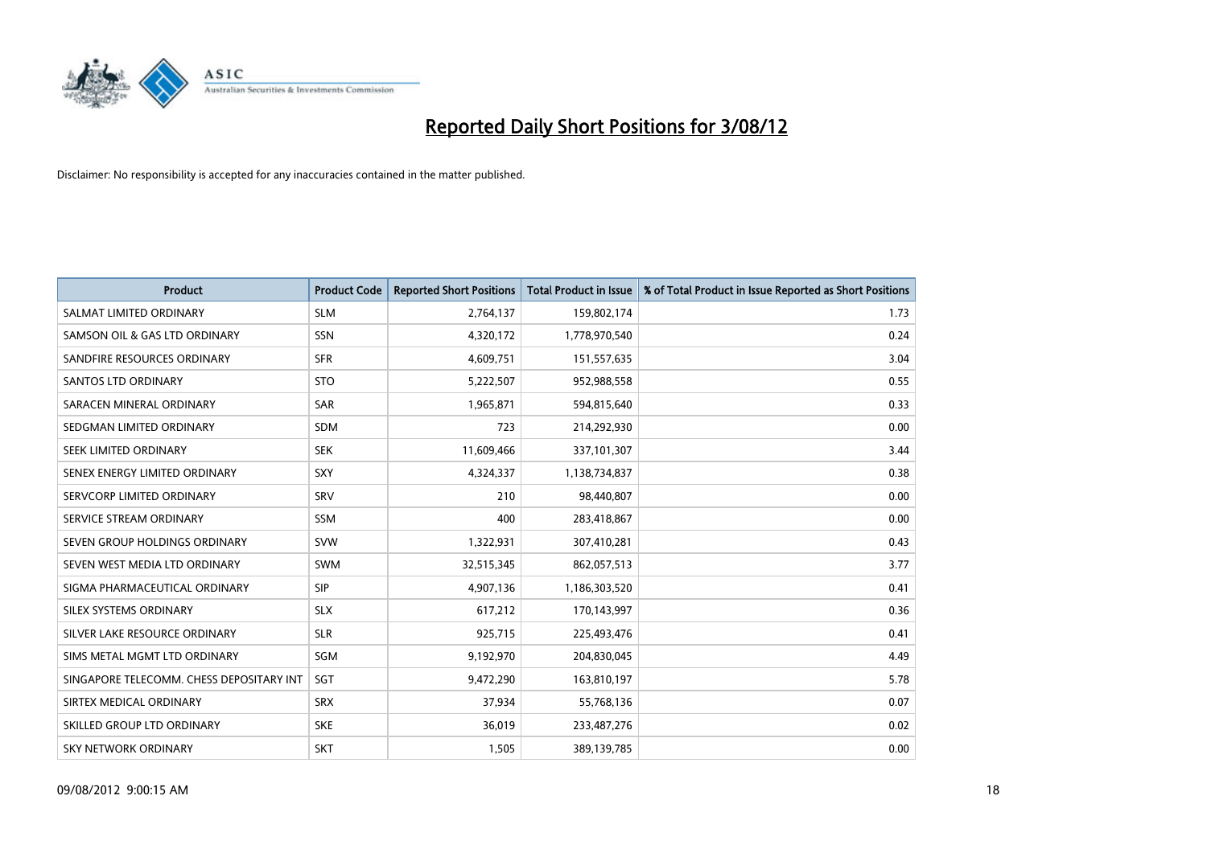# Reported Daily Short Positions for 3/08/12

Disclaimer: No responsibility is accepted for any inaccuracies contained in the matter published.

| Product | Product Code | Reported Short Positions | Total Product in Issue | % of Total Product in Issue Reported as Short Positions |
|---|---|---|---|---|
| SALMAT LIMITED ORDINARY | SLM | 2,764,137 | 159,802,174 | 1.73 |
| SAMSON OIL & GAS LTD ORDINARY | SSN | 4,320,172 | 1,778,970,540 | 0.24 |
| SANDFIRE RESOURCES ORDINARY | SFR | 4,609,751 | 151,557,635 | 3.04 |
| SANTOS LTD ORDINARY | STO | 5,222,507 | 952,988,558 | 0.55 |
| SARACEN MINERAL ORDINARY | SAR | 1,965,871 | 594,815,640 | 0.33 |
| SEDGMAN LIMITED ORDINARY | SDM | 723 | 214,292,930 | 0.00 |
| SEEK LIMITED ORDINARY | SEK | 11,609,466 | 337,101,307 | 3.44 |
| SENEX ENERGY LIMITED ORDINARY | SXY | 4,324,337 | 1,138,734,837 | 0.38 |
| SERVCORP LIMITED ORDINARY | SRV | 210 | 98,440,807 | 0.00 |
| SERVICE STREAM ORDINARY | SSM | 400 | 283,418,867 | 0.00 |
| SEVEN GROUP HOLDINGS ORDINARY | SVW | 1,322,931 | 307,410,281 | 0.43 |
| SEVEN WEST MEDIA LTD ORDINARY | SWM | 32,515,345 | 862,057,513 | 3.77 |
| SIGMA PHARMACEUTICAL ORDINARY | SIP | 4,907,136 | 1,186,303,520 | 0.41 |
| SILEX SYSTEMS ORDINARY | SLX | 617,212 | 170,143,997 | 0.36 |
| SILVER LAKE RESOURCE ORDINARY | SLR | 925,715 | 225,493,476 | 0.41 |
| SIMS METAL MGMT LTD ORDINARY | SGM | 9,192,970 | 204,830,045 | 4.49 |
| SINGAPORE TELECOMM. CHESS DEPOSITARY INT | SGT | 9,472,290 | 163,810,197 | 5.78 |
| SIRTEX MEDICAL ORDINARY | SRX | 37,934 | 55,768,136 | 0.07 |
| SKILLED GROUP LTD ORDINARY | SKE | 36,019 | 233,487,276 | 0.02 |
| SKY NETWORK ORDINARY | SKT | 1,505 | 389,139,785 | 0.00 |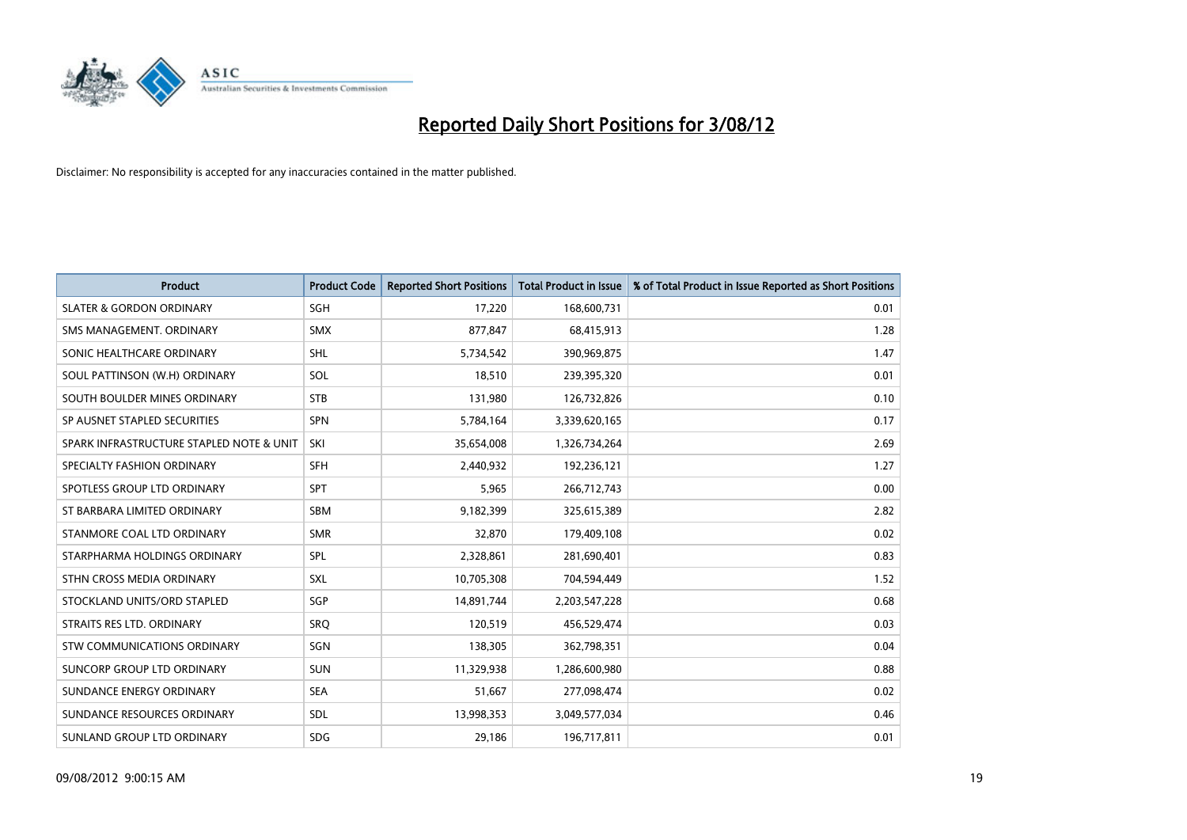# Reported Daily Short Positions for 3/08/12

Disclaimer: No responsibility is accepted for any inaccuracies contained in the matter published.

| Product | Product Code | Reported Short Positions | Total Product in Issue | % of Total Product in Issue Reported as Short Positions |
|---|---|---|---|---|
| SLATER & GORDON ORDINARY | SGH | 17,220 | 168,600,731 | 0.01 |
| SMS MANAGEMENT. ORDINARY | SMX | 877,847 | 68,415,913 | 1.28 |
| SONIC HEALTHCARE ORDINARY | SHL | 5,734,542 | 390,969,875 | 1.47 |
| SOUL PATTINSON (W.H) ORDINARY | SOL | 18,510 | 239,395,320 | 0.01 |
| SOUTH BOULDER MINES ORDINARY | STB | 131,980 | 126,732,826 | 0.10 |
| SP AUSNET STAPLED SECURITIES | SPN | 5,784,164 | 3,339,620,165 | 0.17 |
| SPARK INFRASTRUCTURE STAPLED NOTE & UNIT | SKI | 35,654,008 | 1,326,734,264 | 2.69 |
| SPECIALTY FASHION ORDINARY | SFH | 2,440,932 | 192,236,121 | 1.27 |
| SPOTLESS GROUP LTD ORDINARY | SPT | 5,965 | 266,712,743 | 0.00 |
| ST BARBARA LIMITED ORDINARY | SBM | 9,182,399 | 325,615,389 | 2.82 |
| STANMORE COAL LTD ORDINARY | SMR | 32,870 | 179,409,108 | 0.02 |
| STARPHARMA HOLDINGS ORDINARY | SPL | 2,328,861 | 281,690,401 | 0.83 |
| STHN CROSS MEDIA ORDINARY | SXL | 10,705,308 | 704,594,449 | 1.52 |
| STOCKLAND UNITS/ORD STAPLED | SGP | 14,891,744 | 2,203,547,228 | 0.68 |
| STRAITS RES LTD. ORDINARY | SRQ | 120,519 | 456,529,474 | 0.03 |
| STW COMMUNICATIONS ORDINARY | SGN | 138,305 | 362,798,351 | 0.04 |
| SUNCORP GROUP LTD ORDINARY | SUN | 11,329,938 | 1,286,600,980 | 0.88 |
| SUNDANCE ENERGY ORDINARY | SEA | 51,667 | 277,098,474 | 0.02 |
| SUNDANCE RESOURCES ORDINARY | SDL | 13,998,353 | 3,049,577,034 | 0.46 |
| SUNLAND GROUP LTD ORDINARY | SDG | 29,186 | 196,717,811 | 0.01 |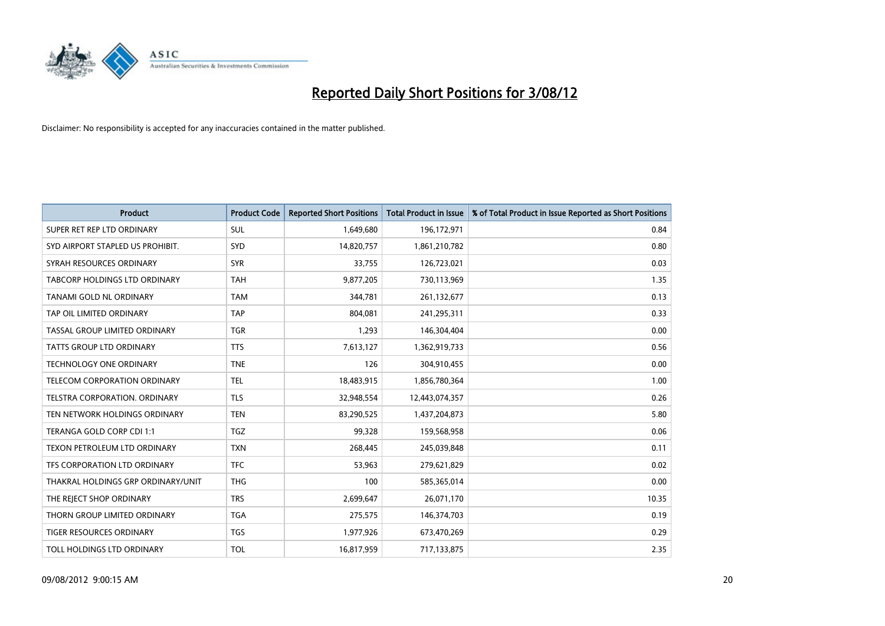# Reported Daily Short Positions for 3/08/12

Disclaimer: No responsibility is accepted for any inaccuracies contained in the matter published.

| Product | Product Code | Reported Short Positions | Total Product in Issue | % of Total Product in Issue Reported as Short Positions |
|---|---|---|---|---|
| SUPER RET REP LTD ORDINARY | SUL | 1,649,680 | 196,172,971 | 0.84 |
| SYD AIRPORT STAPLED US PROHIBIT. | SYD | 14,820,757 | 1,861,210,782 | 0.80 |
| SYRAH RESOURCES ORDINARY | SYR | 33,755 | 126,723,021 | 0.03 |
| TABCORP HOLDINGS LTD ORDINARY | TAH | 9,877,205 | 730,113,969 | 1.35 |
| TANAMI GOLD NL ORDINARY | TAM | 344,781 | 261,132,677 | 0.13 |
| TAP OIL LIMITED ORDINARY | TAP | 804,081 | 241,295,311 | 0.33 |
| TASSAL GROUP LIMITED ORDINARY | TGR | 1,293 | 146,304,404 | 0.00 |
| TATTS GROUP LTD ORDINARY | TTS | 7,613,127 | 1,362,919,733 | 0.56 |
| TECHNOLOGY ONE ORDINARY | TNE | 126 | 304,910,455 | 0.00 |
| TELECOM CORPORATION ORDINARY | TEL | 18,483,915 | 1,856,780,364 | 1.00 |
| TELSTRA CORPORATION. ORDINARY | TLS | 32,948,554 | 12,443,074,357 | 0.26 |
| TEN NETWORK HOLDINGS ORDINARY | TEN | 83,290,525 | 1,437,204,873 | 5.80 |
| TERANGA GOLD CORP CDI 1:1 | TGZ | 99,328 | 159,568,958 | 0.06 |
| TEXON PETROLEUM LTD ORDINARY | TXN | 268,445 | 245,039,848 | 0.11 |
| TFS CORPORATION LTD ORDINARY | TFC | 53,963 | 279,621,829 | 0.02 |
| THAKRAL HOLDINGS GRP ORDINARY/UNIT | THG | 100 | 585,365,014 | 0.00 |
| THE REJECT SHOP ORDINARY | TRS | 2,699,647 | 26,071,170 | 10.35 |
| THORN GROUP LIMITED ORDINARY | TGA | 275,575 | 146,374,703 | 0.19 |
| TIGER RESOURCES ORDINARY | TGS | 1,977,926 | 673,470,269 | 0.29 |
| TOLL HOLDINGS LTD ORDINARY | TOL | 16,817,959 | 717,133,875 | 2.35 |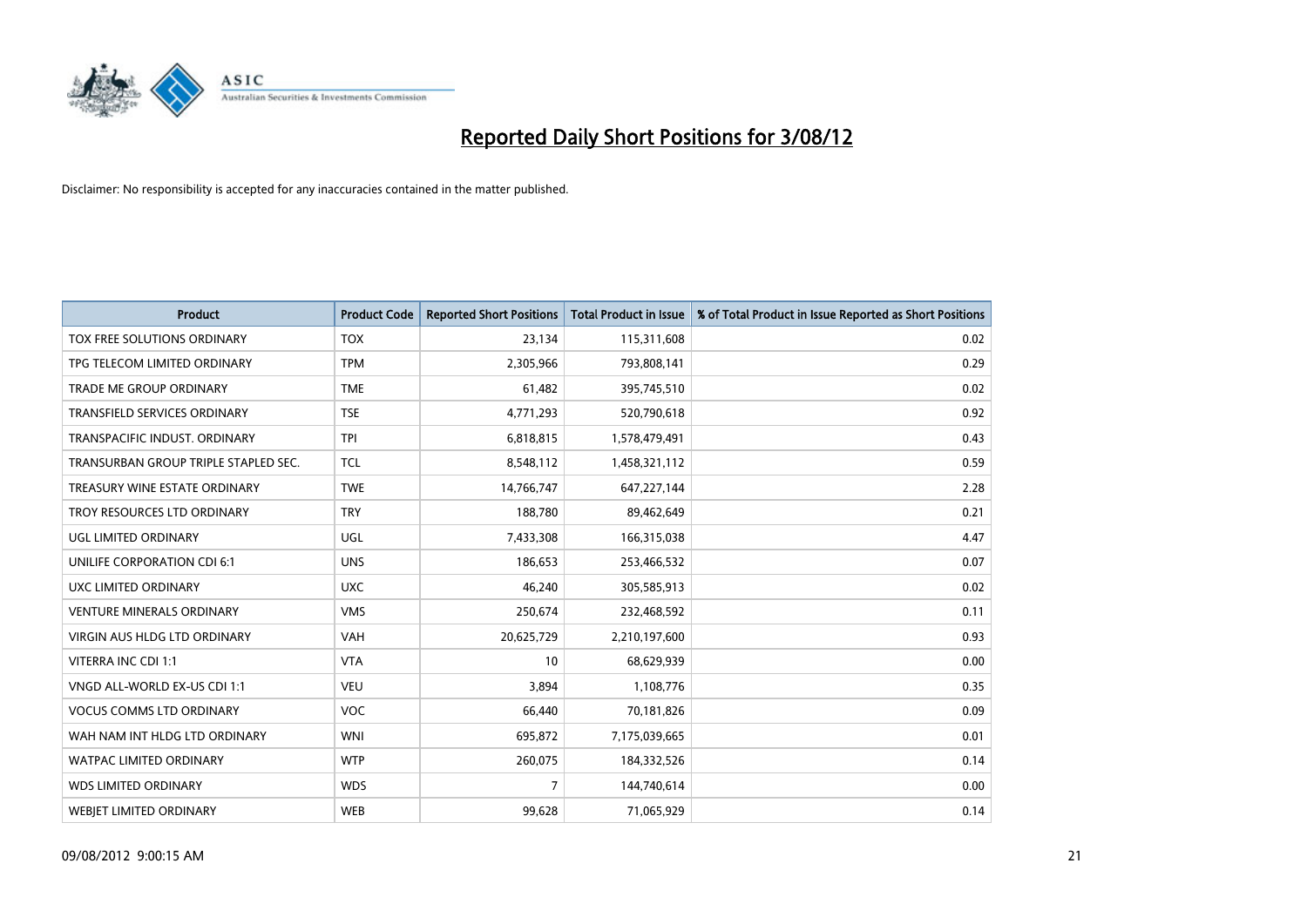# Reported Daily Short Positions for 3/08/12

Disclaimer: No responsibility is accepted for any inaccuracies contained in the matter published.

| Product | Product Code | Reported Short Positions | Total Product in Issue | % of Total Product in Issue Reported as Short Positions |
|---|---|---|---|---|
| TOX FREE SOLUTIONS ORDINARY | TOX | 23,134 | 115,311,608 | 0.02 |
| TPG TELECOM LIMITED ORDINARY | TPM | 2,305,966 | 793,808,141 | 0.29 |
| TRADE ME GROUP ORDINARY | TME | 61,482 | 395,745,510 | 0.02 |
| TRANSFIELD SERVICES ORDINARY | TSE | 4,771,293 | 520,790,618 | 0.92 |
| TRANSPACIFIC INDUST. ORDINARY | TPI | 6,818,815 | 1,578,479,491 | 0.43 |
| TRANSURBAN GROUP TRIPLE STAPLED SEC. | TCL | 8,548,112 | 1,458,321,112 | 0.59 |
| TREASURY WINE ESTATE ORDINARY | TWE | 14,766,747 | 647,227,144 | 2.28 |
| TROY RESOURCES LTD ORDINARY | TRY | 188,780 | 89,462,649 | 0.21 |
| UGL LIMITED ORDINARY | UGL | 7,433,308 | 166,315,038 | 4.47 |
| UNILIFE CORPORATION CDI 6:1 | UNS | 186,653 | 253,466,532 | 0.07 |
| UXC LIMITED ORDINARY | UXC | 46,240 | 305,585,913 | 0.02 |
| VENTURE MINERALS ORDINARY | VMS | 250,674 | 232,468,592 | 0.11 |
| VIRGIN AUS HLDG LTD ORDINARY | VAH | 20,625,729 | 2,210,197,600 | 0.93 |
| VITERRA INC CDI 1:1 | VTA | 10 | 68,629,939 | 0.00 |
| VNGD ALL-WORLD EX-US CDI 1:1 | VEU | 3,894 | 1,108,776 | 0.35 |
| VOCUS COMMS LTD ORDINARY | VOC | 66,440 | 70,181,826 | 0.09 |
| WAH NAM INT HLDG LTD ORDINARY | WNI | 695,872 | 7,175,039,665 | 0.01 |
| WATPAC LIMITED ORDINARY | WTP | 260,075 | 184,332,526 | 0.14 |
| WDS LIMITED ORDINARY | WDS | 7 | 144,740,614 | 0.00 |
| WEBJET LIMITED ORDINARY | WEB | 99,628 | 71,065,929 | 0.14 |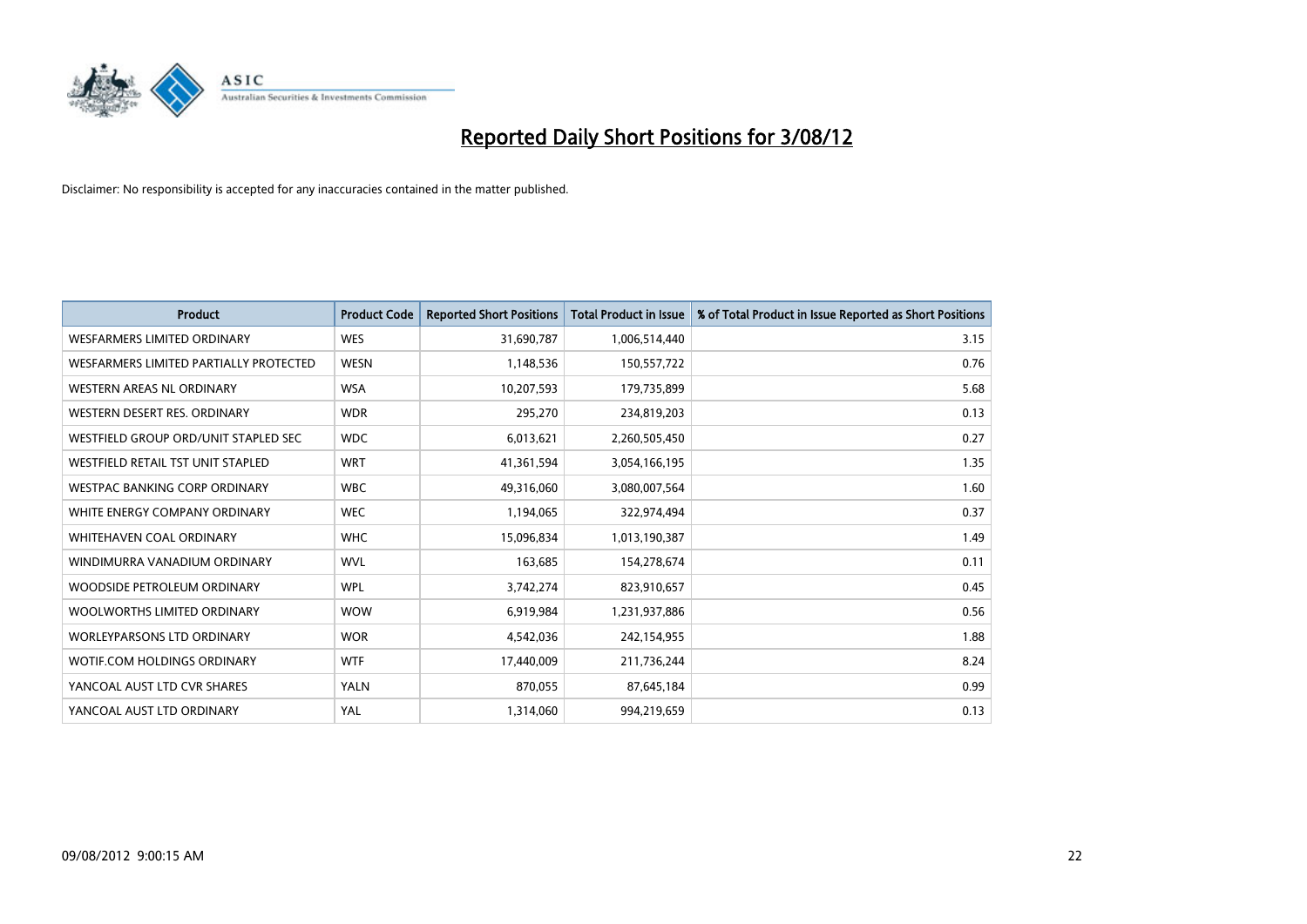# Reported Daily Short Positions for 3/08/12

Disclaimer: No responsibility is accepted for any inaccuracies contained in the matter published.

| Product | Product Code | Reported Short Positions | Total Product in Issue | % of Total Product in Issue Reported as Short Positions |
|---|---|---|---|---|
| WESFARMERS LIMITED ORDINARY | WES | 31,690,787 | 1,006,514,440 | 3.15 |
| WESFARMERS LIMITED PARTIALLY PROTECTED | WESN | 1,148,536 | 150,557,722 | 0.76 |
| WESTERN AREAS NL ORDINARY | WSA | 10,207,593 | 179,735,899 | 5.68 |
| WESTERN DESERT RES. ORDINARY | WDR | 295,270 | 234,819,203 | 0.13 |
| WESTFIELD GROUP ORD/UNIT STAPLED SEC | WDC | 6,013,621 | 2,260,505,450 | 0.27 |
| WESTFIELD RETAIL TST UNIT STAPLED | WRT | 41,361,594 | 3,054,166,195 | 1.35 |
| WESTPAC BANKING CORP ORDINARY | WBC | 49,316,060 | 3,080,007,564 | 1.60 |
| WHITE ENERGY COMPANY ORDINARY | WEC | 1,194,065 | 322,974,494 | 0.37 |
| WHITEHAVEN COAL ORDINARY | WHC | 15,096,834 | 1,013,190,387 | 1.49 |
| WINDIMURRA VANADIUM ORDINARY | WVL | 163,685 | 154,278,674 | 0.11 |
| WOODSIDE PETROLEUM ORDINARY | WPL | 3,742,274 | 823,910,657 | 0.45 |
| WOOLWORTHS LIMITED ORDINARY | WOW | 6,919,984 | 1,231,937,886 | 0.56 |
| WORLEYPARSONS LTD ORDINARY | WOR | 4,542,036 | 242,154,955 | 1.88 |
| WOTIF.COM HOLDINGS ORDINARY | WTF | 17,440,009 | 211,736,244 | 8.24 |
| YANCOAL AUST LTD CVR SHARES | YALN | 870,055 | 87,645,184 | 0.99 |
| YANCOAL AUST LTD ORDINARY | YAL | 1,314,060 | 994,219,659 | 0.13 |

09/08/2012 9:00:15 AM